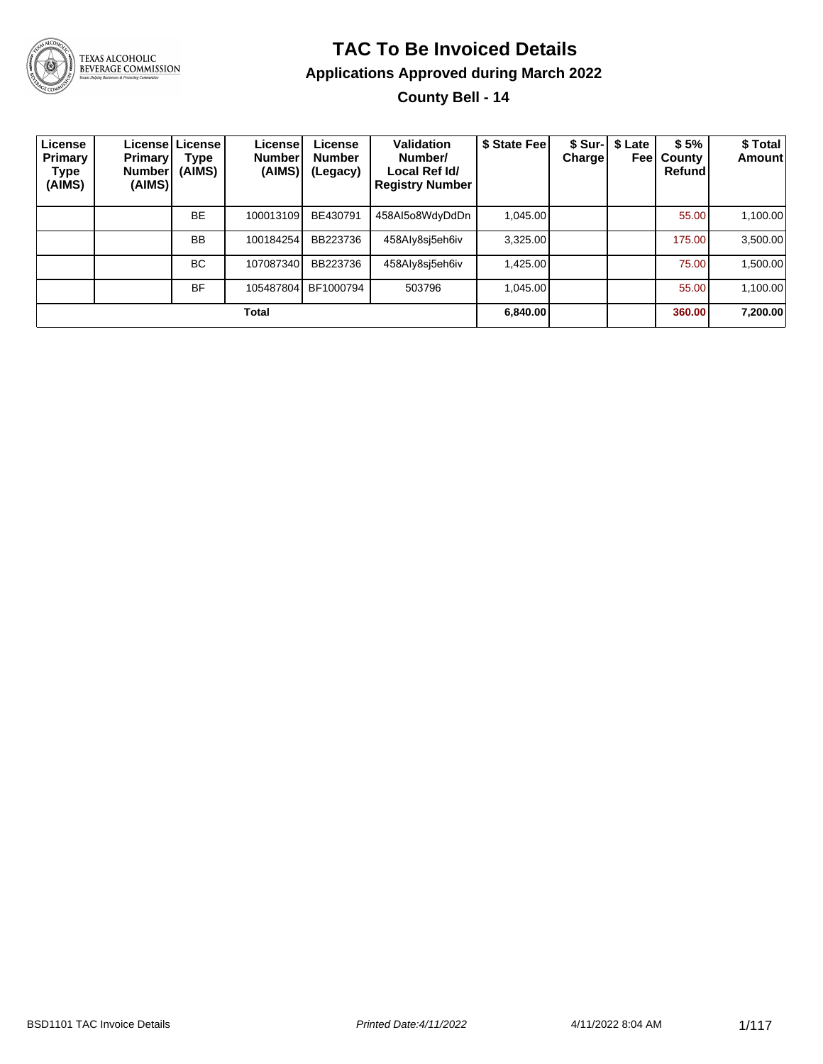# TAC To Be Invoiced Details

## Applications Approved during March 2022

### County Bell - 14

| License Primary Type (AIMS) | License Primary Number (AIMS) | License Type (AIMS) | License Number (AIMS) | License Number (Legacy) | Validation Number/ Local Ref Id/ Registry Number | $ State Fee | $ Sur-Charge | $ Late Fee | $ 5% County Refund | $ Total Amount |
|---|---|---|---|---|---|---|---|---|---|---|
| | | BE | 100013109 | BE430791 | 458AI5o8WdyDdDn | 1,045.00 | | | 55.00 | 1,100.00 |
| | | BB | 100184254 | BB223736 | 458Aly8sj5eh6iv | 3,325.00 | | | 175.00 | 3,500.00 |
| | | BC | 107087340 | BB223736 | 458Aly8sj5eh6iv | 1,425.00 | | | 75.00 | 1,500.00 |
| | | BF | 105487804 | BF1000794 | 503796 | 1,045.00 | | | 55.00 | 1,100.00 |
| **Total** | | | | | | **6,840.00** | | | **360.00** | **7,200.00** |

BSD1101 TAC Invoice Details | *Printed Date:4/11/2022* | 4/11/2022 8:04 AM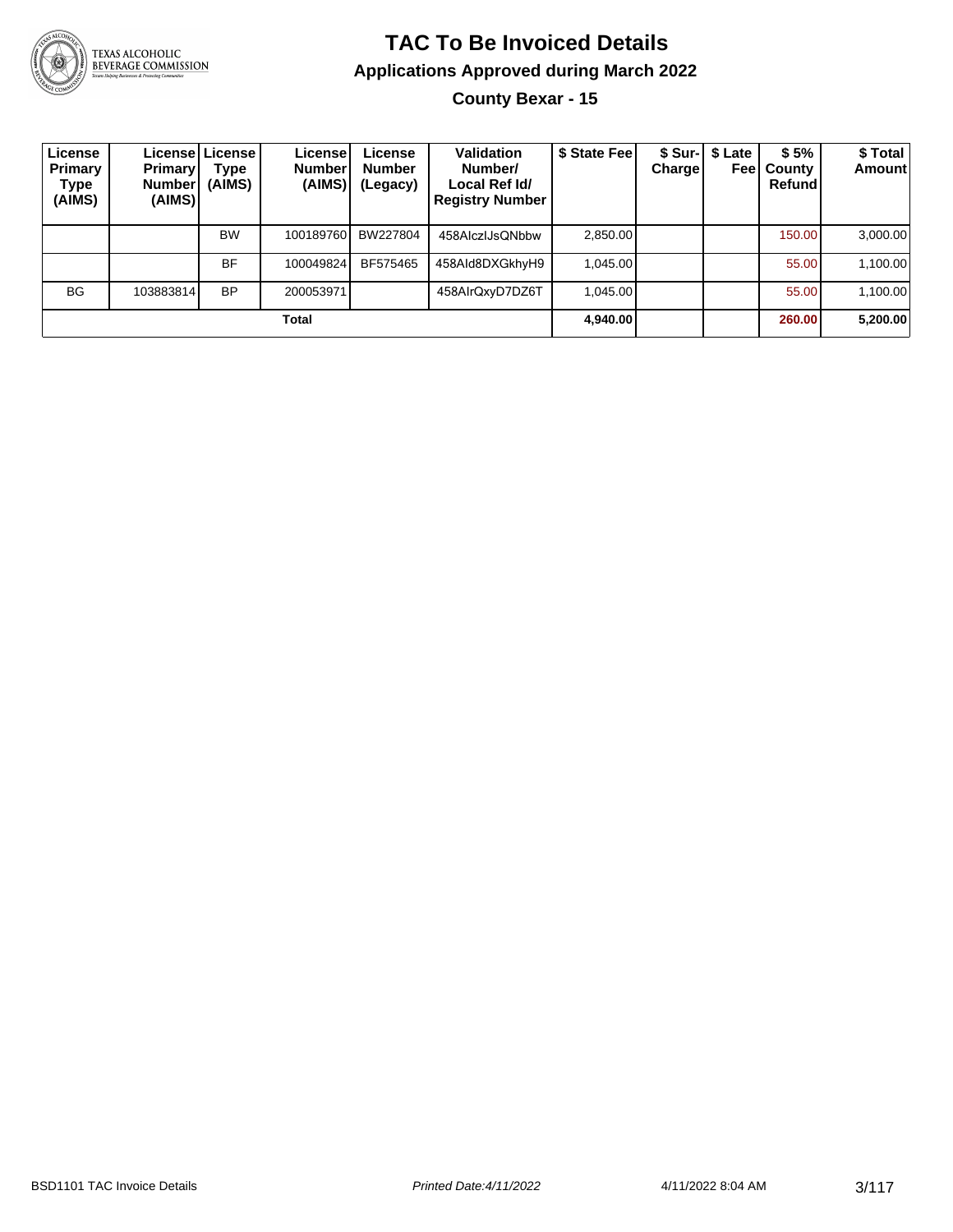# TAC To Be Invoiced Details

## Applications Approved during March 2022

### County Bexar - 15

| License Primary Type (AIMS) | License Primary Number (AIMS) | License Type (AIMS) | License Number (AIMS) | License Number (Legacy) | Validation Number/ Local Ref Id/ Registry Number | $ State Fee | $ Sur-Charge | $ Late Fee | $ 5% County Refund | $ Total Amount |
|---|---|---|---|---|---|---|---|---|---|---|
| | | BW | 100189760 | BW227804 | 458AlczIJsQNbbw | 2,850.00 | | | 150.00 | 3,000.00 |
| | | BF | 100049824 | BF575465 | 458Ald8DXGkhyH9 | 1,045.00 | | | 55.00 | 1,100.00 |
| BG | 103883814 | BP | 200053971 | | 458AlrQxyD7DZ6T | 1,045.00 | | | 55.00 | 1,100.00 |
| **Total** | | | | | | **4,940.00** | | | **260.00** | **5,200.00** |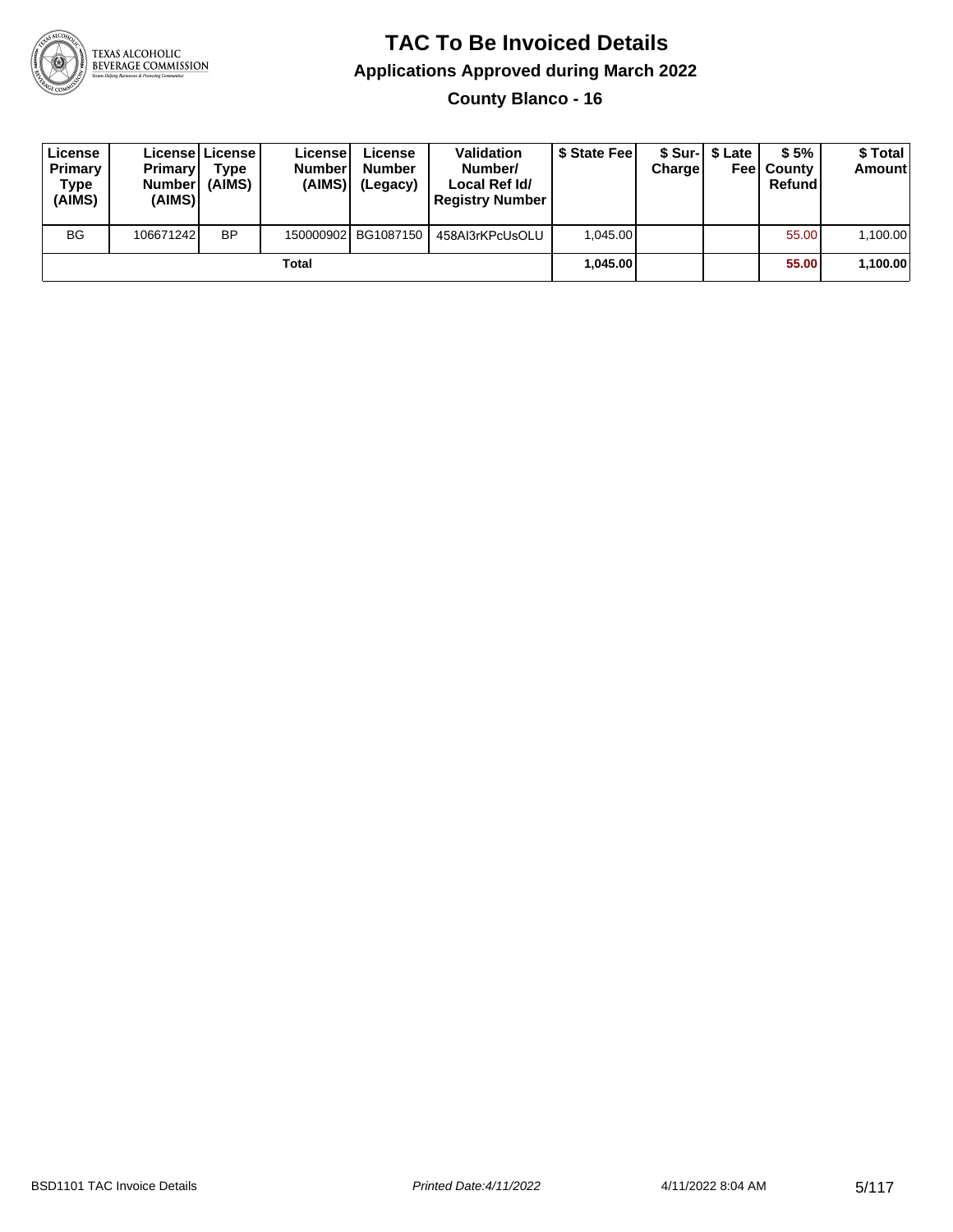# TAC To Be Invoiced Details

## Applications Approved during March 2022

### County Blanco - 16

| License Primary Type (AIMS) | License Primary Number (AIMS) | License Type (AIMS) | License Number (AIMS) | License Number (Legacy) | Validation Number/ Local Ref Id/ Registry Number | $ State Fee | $ Sur-Charge | $ Late Fee | $ 5% County Refund | $ Total Amount |
|---|---|---|---|---|---|---|---|---|---|---|
| BG | 106671242 | BP | 150000902 | BG1087150 | 458AI3rKPcUsOLU | 1,045.00 | | | 55.00 | 1,100.00 |
| Total | | | | | | 1,045.00 | | | 55.00 | 1,100.00 |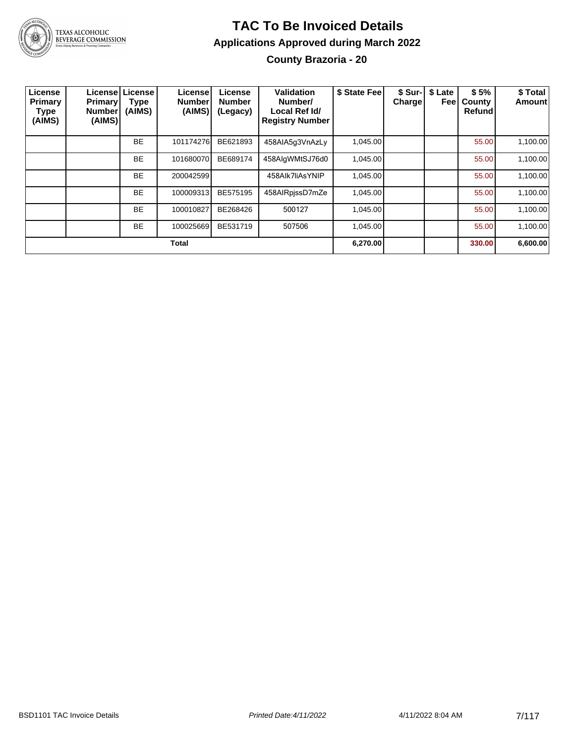# TAC To Be Invoiced Details

## Applications Approved during March 2022

### County Brazoria - 20

| License Primary Type (AIMS) | License Primary Number (AIMS) | License Type (AIMS) | License Number (AIMS) | License Number (Legacy) | Validation Number/ Local Ref Id/ Registry Number | $ State Fee | $ Sur-Charge | $ Late Fee | $ 5% County Refund | $ Total Amount |
|---|---|---|---|---|---|---|---|---|---|---|
| | | BE | 101174276 | BE621893 | 458AIA5g3VnAzLy | 1,045.00 | | | 55.00 | 1,100.00 |
| | | BE | 101680070 | BE689174 | 458AIgWMtSJ76d0 | 1,045.00 | | | 55.00 | 1,100.00 |
| | | BE | 200042599 | | 458AIk7liAsYNIP | 1,045.00 | | | 55.00 | 1,100.00 |
| | | BE | 100009313 | BE575195 | 458AIRpjssD7mZe | 1,045.00 | | | 55.00 | 1,100.00 |
| | | BE | 100010827 | BE268426 | 500127 | 1,045.00 | | | 55.00 | 1,100.00 |
| | | BE | 100025669 | BE531719 | 507506 | 1,045.00 | | | 55.00 | 1,100.00 |
| **Total** | | | | | | **6,270.00** | | | **330.00** | **6,600.00** |

BSD1101 TAC Invoice Details | *Printed Date:4/11/2022* | 4/11/2022 8:04 AM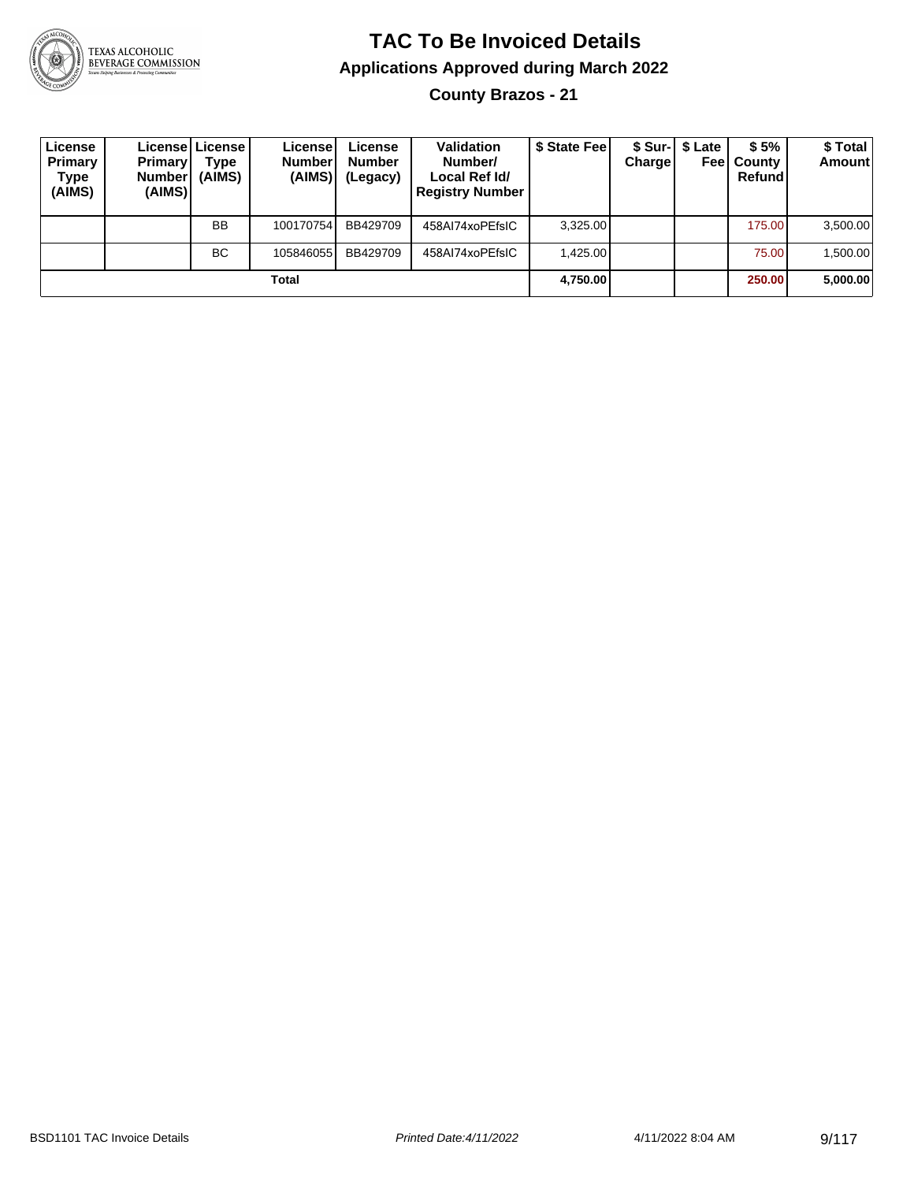# TAC To Be Invoiced Details

## Applications Approved during March 2022

### County Brazos - 21

| License Primary Type (AIMS) | License Primary Number (AIMS) | License Type (AIMS) | License Number (AIMS) | License Number (Legacy) | Validation Number/ Local Ref Id/ Registry Number | $ State Fee | $ Sur-Charge | $ Late Fee | $ 5% County Refund | $ Total Amount |
|---|---|---|---|---|---|---|---|---|---|---|
| | | BB | 100170754 | BB429709 | 458AI74xoPEfsIC | 3,325.00 | | | 175.00 | 3,500.00 |
| | | BC | 105846055 | BB429709 | 458AI74xoPEfsIC | 1,425.00 | | | 75.00 | 1,500.00 |
| | | | **Total** | | | **4,750.00** | | | **250.00** | **5,000.00** |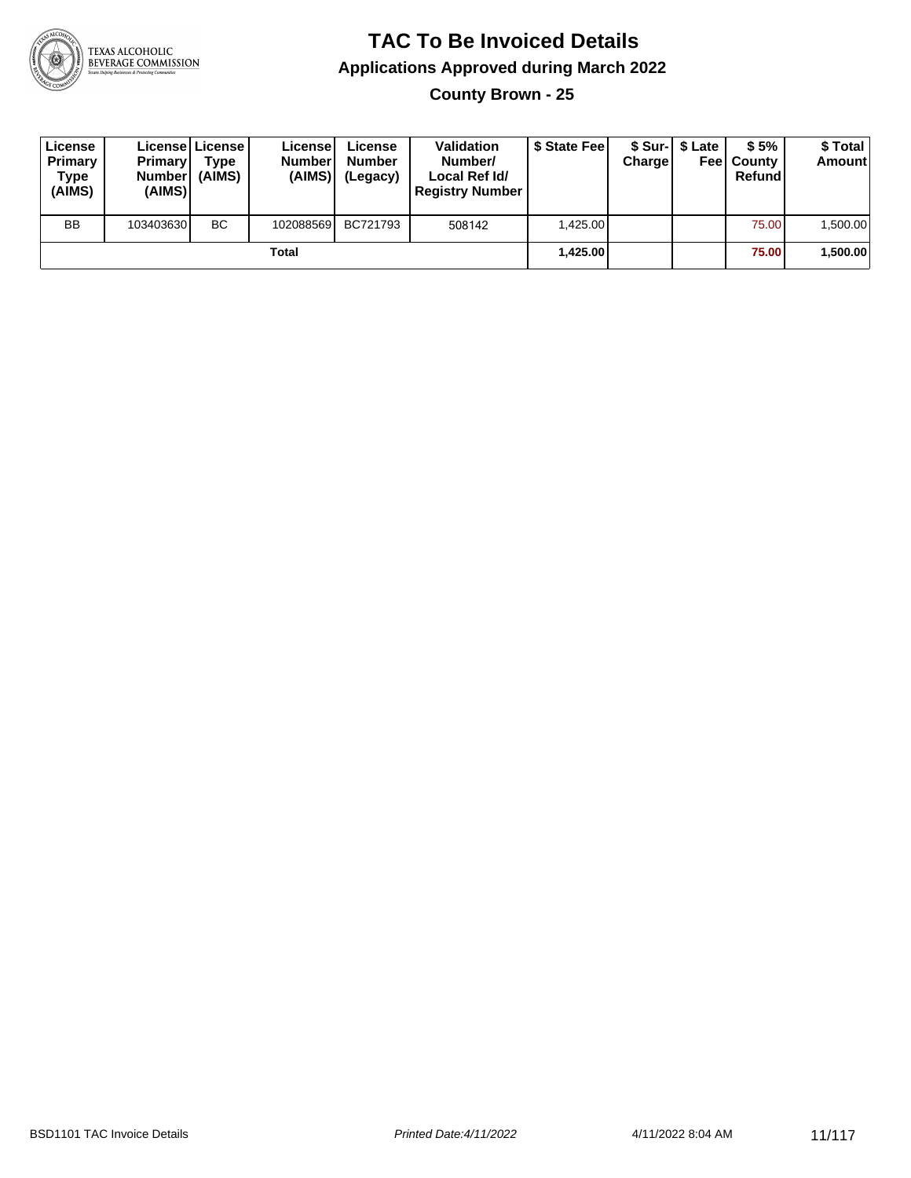# TAC To Be Invoiced Details

## Applications Approved during March 2022

### County Brown - 25

| License Primary Type (AIMS) | License Primary Number (AIMS) | License Type (AIMS) | License Number (AIMS) | License Number (Legacy) | Validation Number/ Local Ref Id/ Registry Number | $ State Fee | $ Sur-Charge | $ Late Fee | $ 5% County Refund | $ Total Amount |
|---|---|---|---|---|---|---|---|---|---|---|
| BB | 103403630 | BC | 102088569 | BC721793 | 508142 | 1,425.00 | | | 75.00 | 1,500.00 |
| | | | **Total** | | | **1,425.00** | | | **75.00** | **1,500.00** |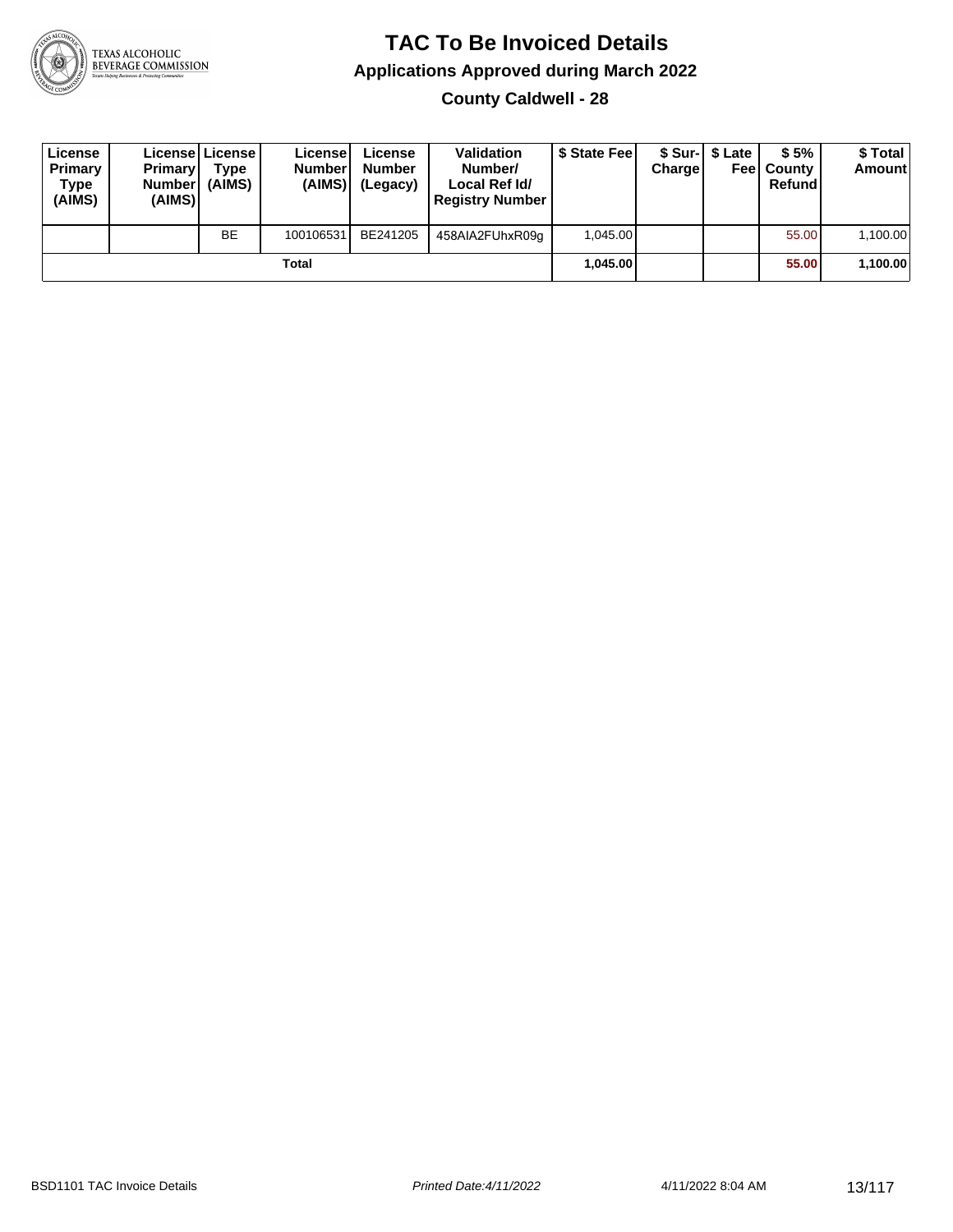# TAC To Be Invoiced Details

## Applications Approved during March 2022

### County Caldwell - 28

| License Primary Type (AIMS) | License Primary Number (AIMS) | License Type (AIMS) | License Number (AIMS) | License Number (Legacy) | Validation Number/ Local Ref Id/ Registry Number | $ State Fee | $ Sur-Charge | $ Late Fee | $ 5% County Refund | $ Total Amount |
|---|---|---|---|---|---|---|---|---|---|---|
| | | BE | 100106531 | BE241205 | 458AIA2FUhxR09g | 1,045.00 | | | 55.00 | 1,100.00 |
| | | | Total | | | **1,045.00** | | | **55.00** | **1,100.00** |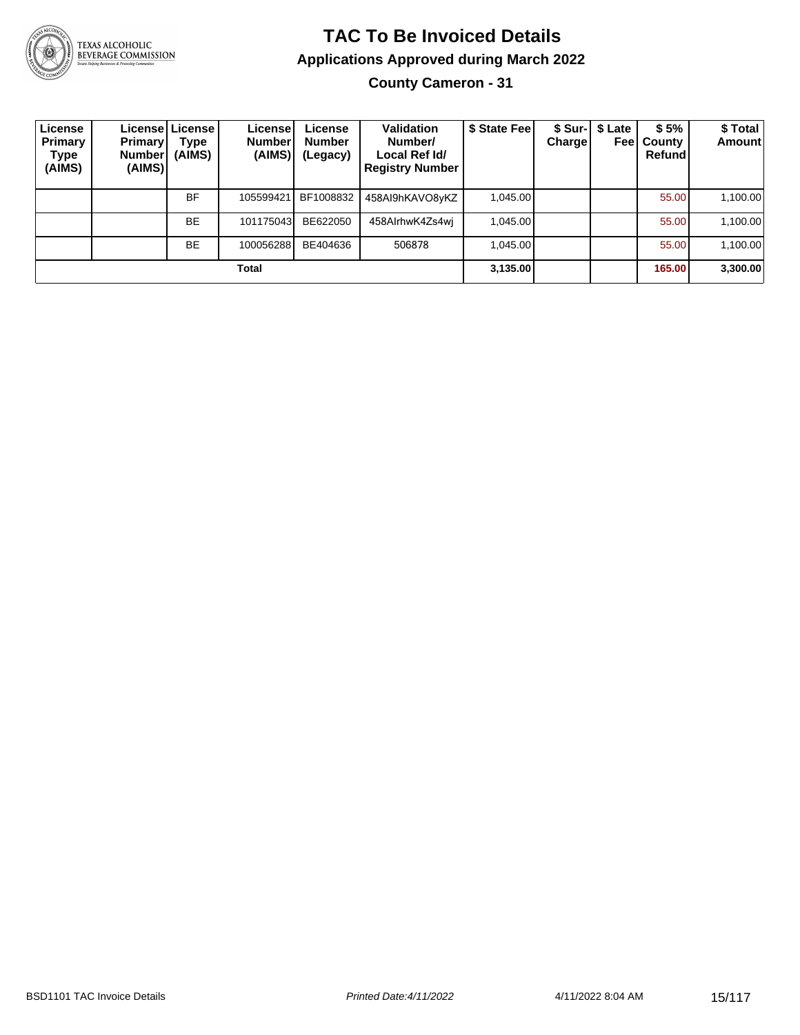# TAC To Be Invoiced Details

## Applications Approved during March 2022

### County Cameron - 31

| License Primary Type (AIMS) | License Primary Number (AIMS) | License Type (AIMS) | License Number (AIMS) | License Number (Legacy) | Validation Number/ Local Ref Id/ Registry Number | $ State Fee | $ Sur-Charge | $ Late Fee | $ 5% County Refund | $ Total Amount |
|---|---|---|---|---|---|---|---|---|---|---|
| | | BF | 105599421 | BF1008832 | 458AI9hKAVO8yKZ | 1,045.00 | | | 55.00 | 1,100.00 |
| | | BE | 101175043 | BE622050 | 458AlrhwK4Zs4wj | 1,045.00 | | | 55.00 | 1,100.00 |
| | | BE | 100056288 | BE404636 | 506878 | 1,045.00 | | | 55.00 | 1,100.00 |
| **Total** | | | | | | **3,135.00** | | | **165.00** | **3,300.00** |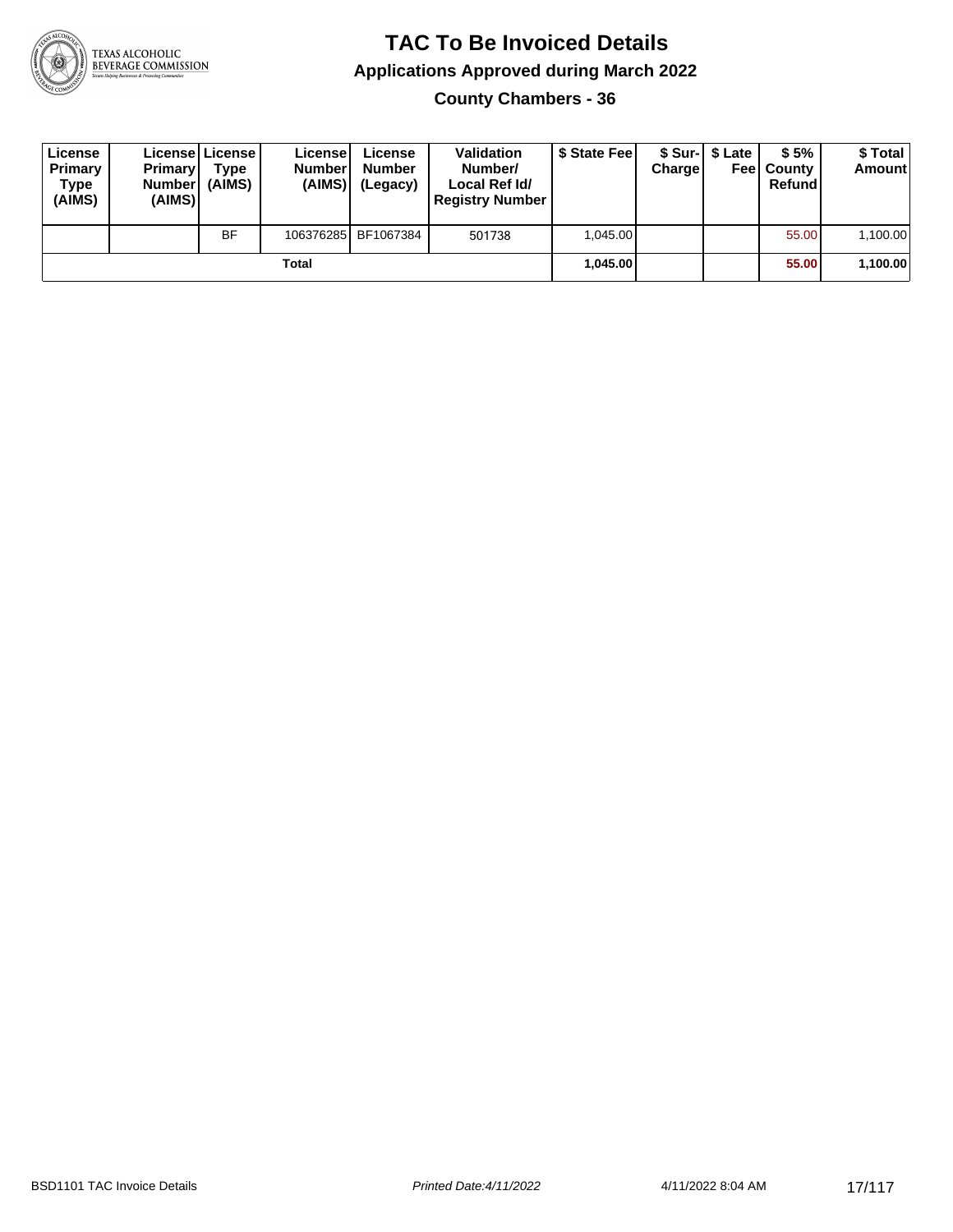# TAC To Be Invoiced Details

## Applications Approved during March 2022

### County Chambers - 36

| License Primary Type (AIMS) | License Primary Number (AIMS) | License Type (AIMS) | License Number (AIMS) | License Number (Legacy) | Validation Number/ Local Ref Id/ Registry Number | $ State Fee | $ Sur-Charge | $ Late Fee | $ 5% County Refund | $ Total Amount |
|---|---|---|---|---|---|---|---|---|---|---|
| | | BF | 106376285 | BF1067384 | 501738 | 1,045.00 | | | 55.00 | 1,100.00 |
| **Total** | | | | | | **1,045.00** | | | **55.00** | **1,100.00** |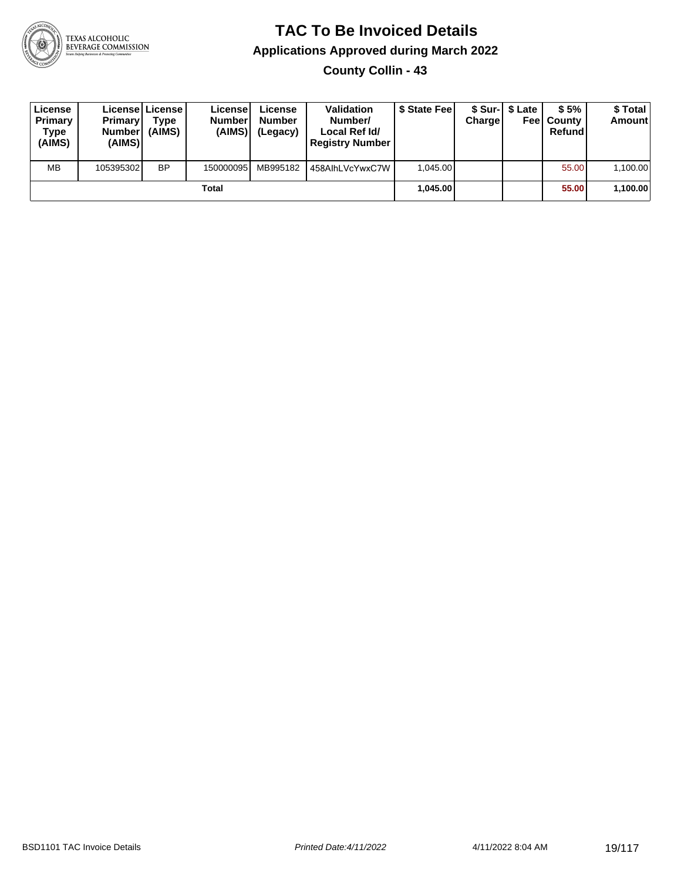# TAC To Be Invoiced Details

## Applications Approved during March 2022

### County Collin - 43

| License Primary Type (AIMS) | License Primary Number (AIMS) | License Type (AIMS) | License Number (AIMS) | License Number (Legacy) | Validation Number/ Local Ref Id/ Registry Number | $ State Fee | $ Sur-Charge | $ Late Fee | $ 5% County Refund | $ Total Amount |
|---|---|---|---|---|---|---|---|---|---|---|
| MB | 105395302 | BP | 150000095 | MB995182 | 458AlhLVcYwxC7W | 1,045.00 | | | 55.00 | 1,100.00 |
| | | | Total | | | 1,045.00 | | | 55.00 | 1,100.00 |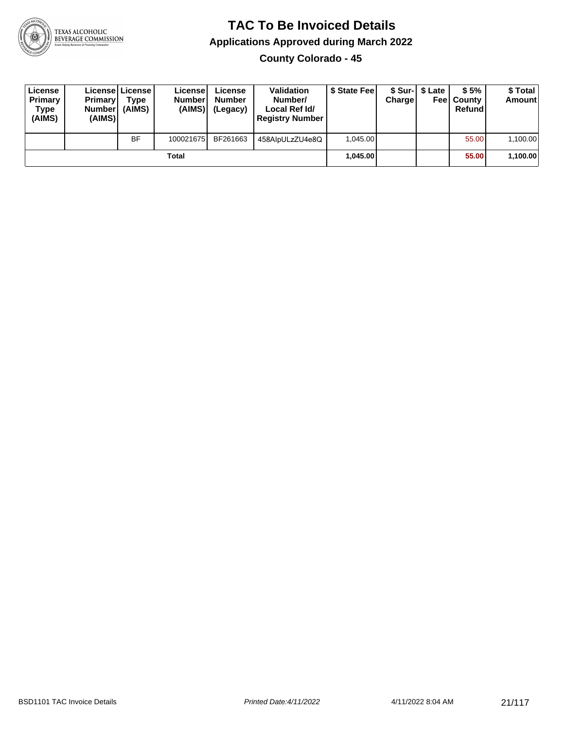# TAC To Be Invoiced Details

## Applications Approved during March 2022

### County Colorado - 45

| License Primary Type (AIMS) | License Primary Number (AIMS) | License Type (AIMS) | License Number (AIMS) | License Number (Legacy) | Validation Number/ Local Ref Id/ Registry Number | $ State Fee | $ Sur-Charge | $ Late Fee | $ 5% County Refund | $ Total Amount |
|---|---|---|---|---|---|---|---|---|---|---|
| | | BF | 100021675 | BF261663 | 458AIpULzZU4e8Q | 1,045.00 | | | 55.00 | 1,100.00 |
| | | | Total | | | **1,045.00** | | | **55.00** | **1,100.00** |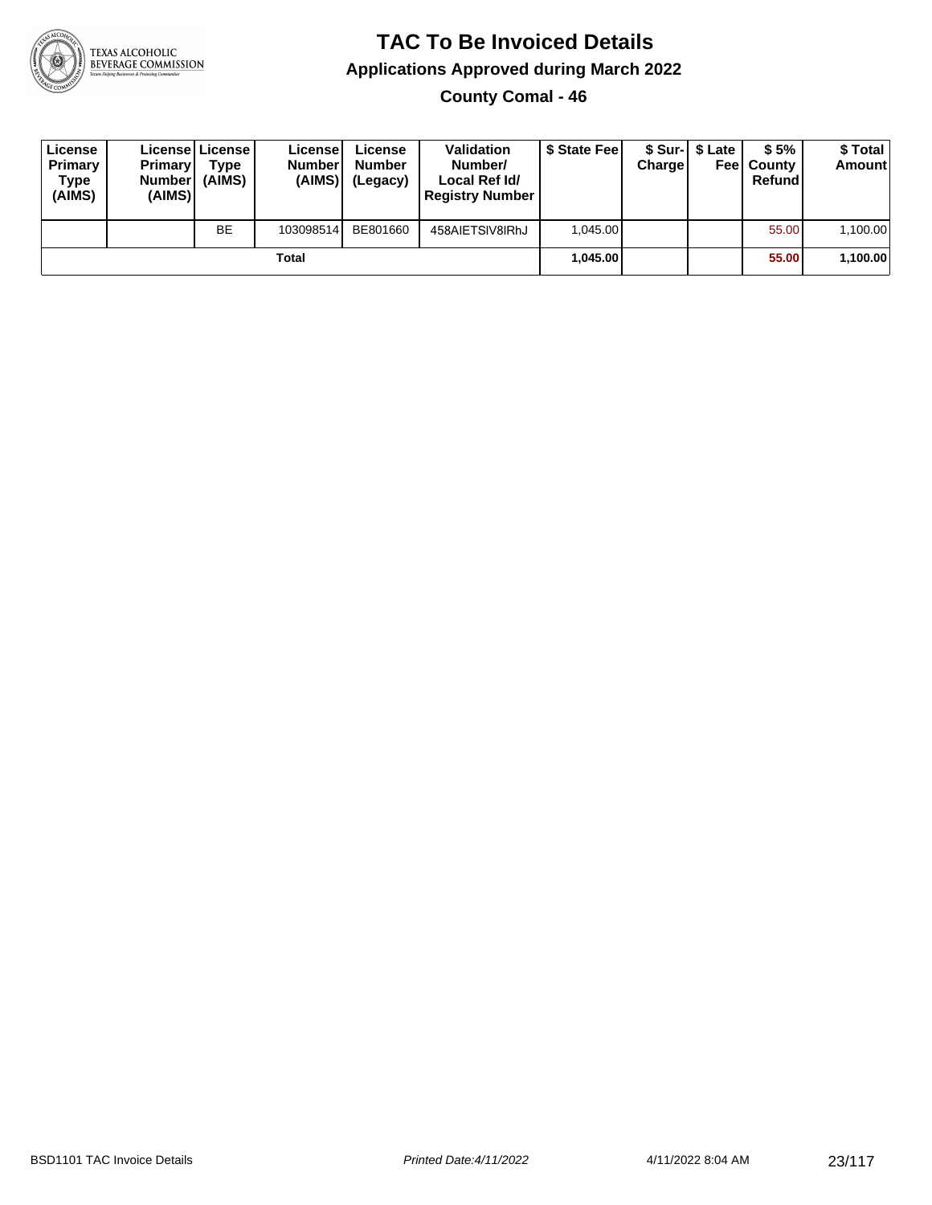# TAC To Be Invoiced Details

## Applications Approved during March 2022

### County Comal - 46

| License Primary Type (AIMS) | License Primary Number (AIMS) | License Type (AIMS) | License Number (AIMS) | License Number (Legacy) | Validation Number/ Local Ref Id/ Registry Number | $ State Fee | $ Sur-Charge | $ Late Fee | $ 5% County Refund | $ Total Amount |
|---|---|---|---|---|---|---|---|---|---|---|
| | | BE | 103098514 | BE801660 | 458AIETSIV8IRhJ | 1,045.00 | | | 55.00 | 1,100.00 |
| | | | **Total** | | | **1,045.00** | | | **55.00** | **1,100.00** |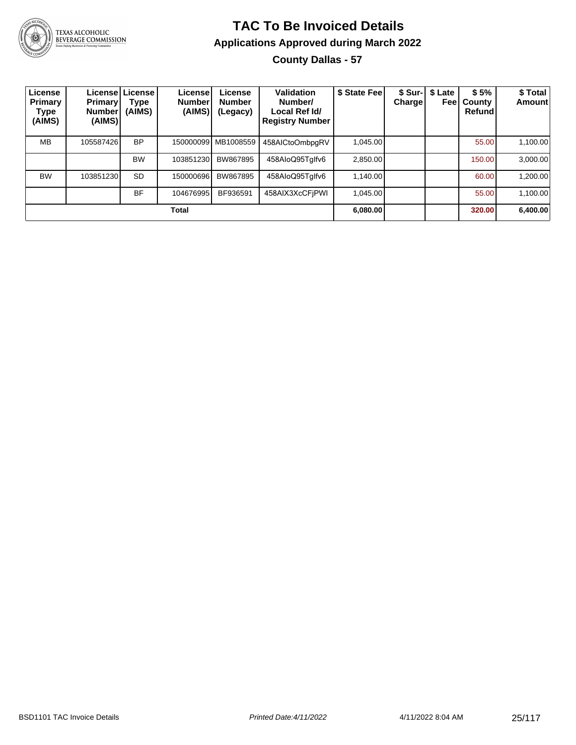# TAC To Be Invoiced Details

## Applications Approved during March 2022

### County Dallas - 57

| License Primary Type (AIMS) | License Primary Number (AIMS) | License Type (AIMS) | License Number (AIMS) | License Number (Legacy) | Validation Number/ Local Ref Id/ Registry Number | $ State Fee | $ Sur-Charge | $ Late Fee | $ 5% County Refund | $ Total Amount |
|---|---|---|---|---|---|---|---|---|---|---|
| MB | 105587426 | BP | 150000099 | MB1008559 | 458AICtoOmbpgRV | 1,045.00 | | | 55.00 | 1,100.00 |
| | | BW | 103851230 | BW867895 | 458AIoQ95TgIfv6 | 2,850.00 | | | 150.00 | 3,000.00 |
| BW | 103851230 | SD | 150000696 | BW867895 | 458AIoQ95TgIfv6 | 1,140.00 | | | 60.00 | 1,200.00 |
| | | BF | 104676995 | BF936591 | 458AIX3XcCFjPWI | 1,045.00 | | | 55.00 | 1,100.00 |
| **Total** | | | | | | **6,080.00** | | | **320.00** | **6,400.00** |

BSD1101 TAC Invoice Details | *Printed Date:4/11/2022* | 4/11/2022 8:04 AM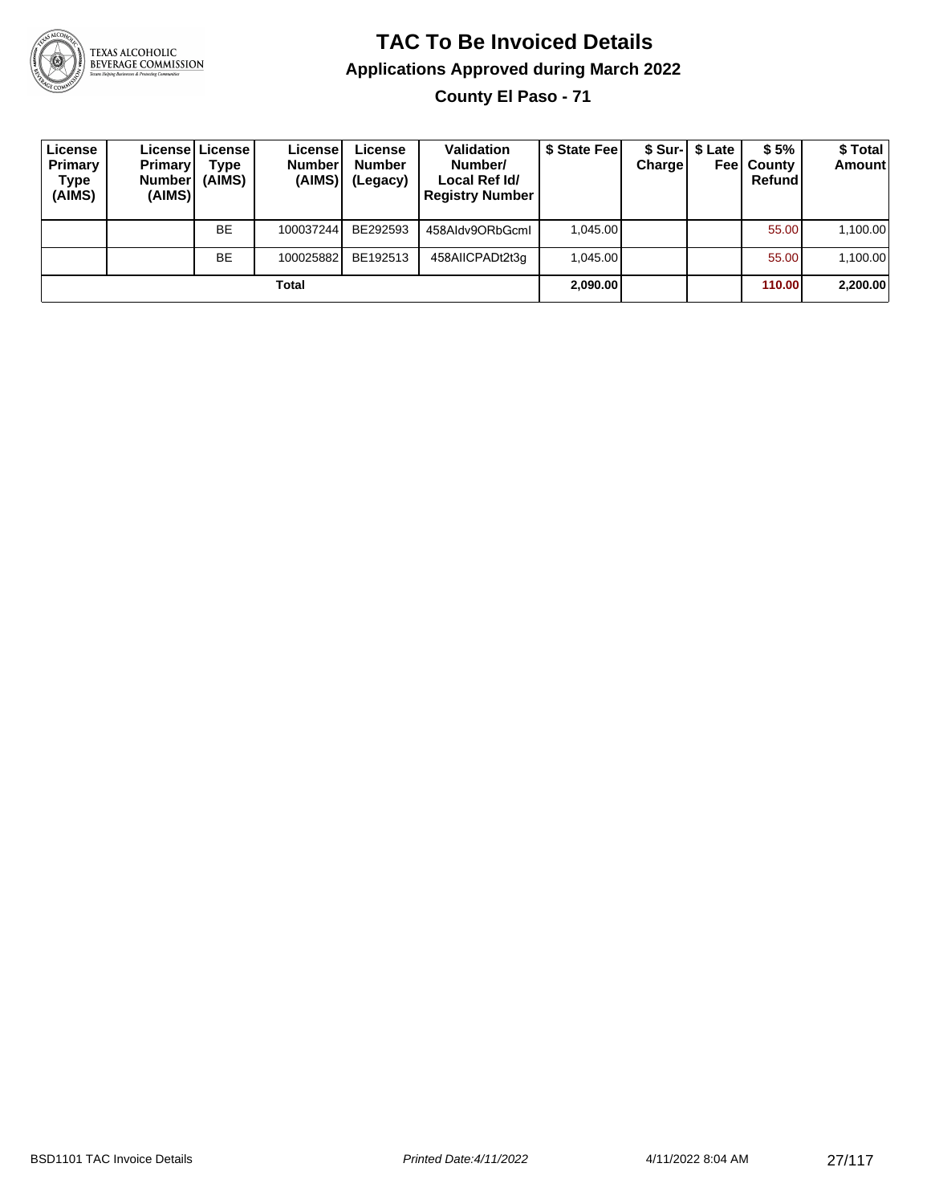# TAC To Be Invoiced Details

## Applications Approved during March 2022

### County El Paso - 71

| License Primary Type (AIMS) | License Primary Number (AIMS) | License Type (AIMS) | License Number (AIMS) | License Number (Legacy) | Validation Number/ Local Ref Id/ Registry Number | $ State Fee | $ Sur-Charge | $ Late Fee | $ 5% County Refund | $ Total Amount |
|---|---|---|---|---|---|---|---|---|---|---|
| | | BE | 100037244 | BE292593 | 458AIdv9ORbGcml | 1,045.00 | | | 55.00 | 1,100.00 |
| | | BE | 100025882 | BE192513 | 458AIICPADt2t3g | 1,045.00 | | | 55.00 | 1,100.00 |
| **Total** | | | | | | **2,090.00** | | | **110.00** | **2,200.00** |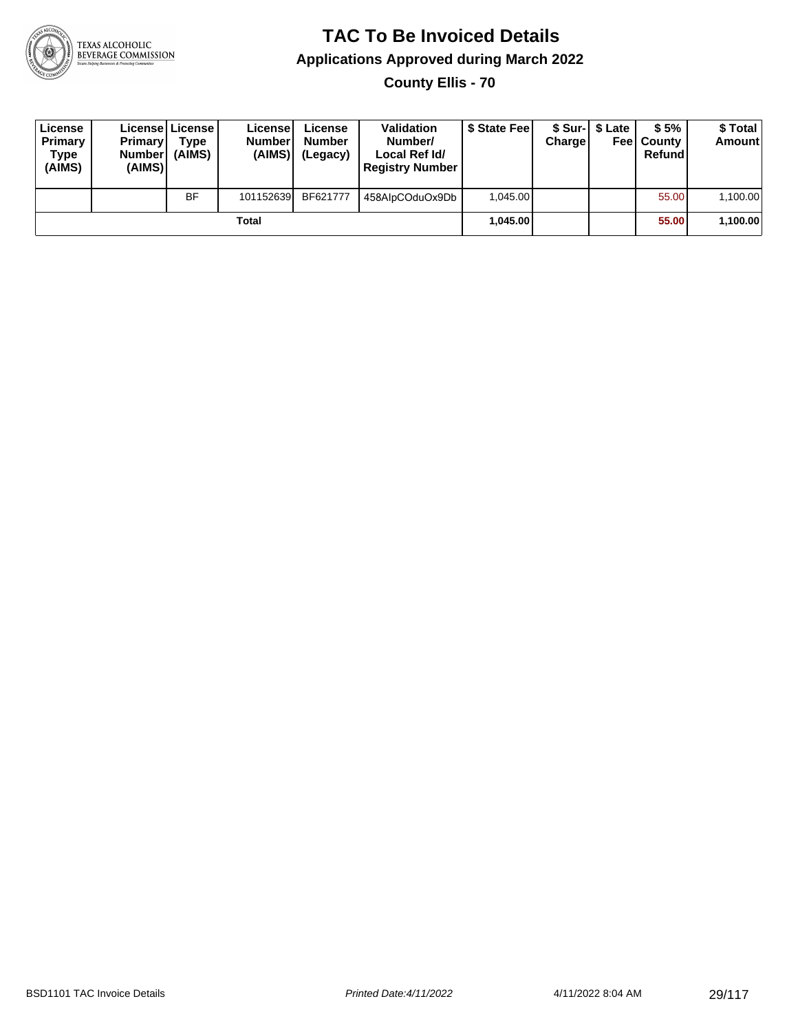# TAC To Be Invoiced Details

## Applications Approved during March 2022

### County Ellis - 70

| License Primary Type (AIMS) | License Primary Number (AIMS) | License Type (AIMS) | License Number (AIMS) | License Number (Legacy) | Validation Number/ Local Ref Id/ Registry Number | $ State Fee | $ Sur-Charge | $ Late Fee | $ 5% County Refund | $ Total Amount |
|---|---|---|---|---|---|---|---|---|---|---|
| | | BF | 101152639 | BF621777 | 458AIpCOduOx9Db | 1,045.00 | | | 55.00 | 1,100.00 |
| | | | Total | | | **1,045.00** | | | **55.00** | **1,100.00** |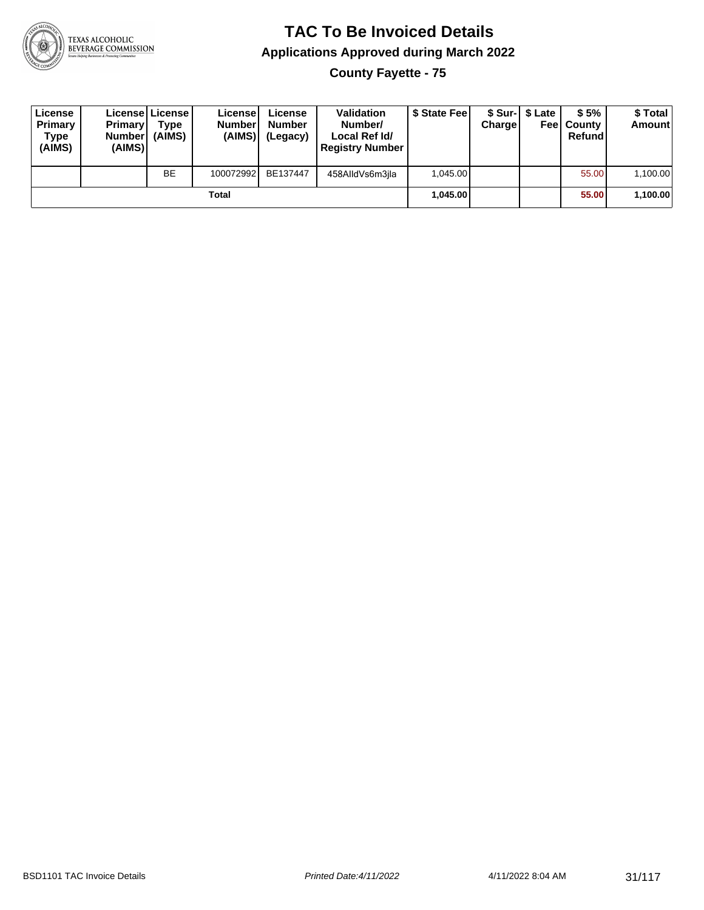# TAC To Be Invoiced Details

## Applications Approved during March 2022

### County Fayette - 75

| License Primary Type (AIMS) | License Primary Number (AIMS) | License Type (AIMS) | License Number (AIMS) | License Number (Legacy) | Validation Number/ Local Ref Id/ Registry Number | $ State Fee | $ Sur-Charge | $ Late Fee | $ 5% County Refund | $ Total Amount |
|---|---|---|---|---|---|---|---|---|---|---|
| | | BE | 100072992 | BE137447 | 458AlldVs6m3jla | 1,045.00 | | | 55.00 | 1,100.00 |
| | | | **Total** | | | **1,045.00** | | | **55.00** | **1,100.00** |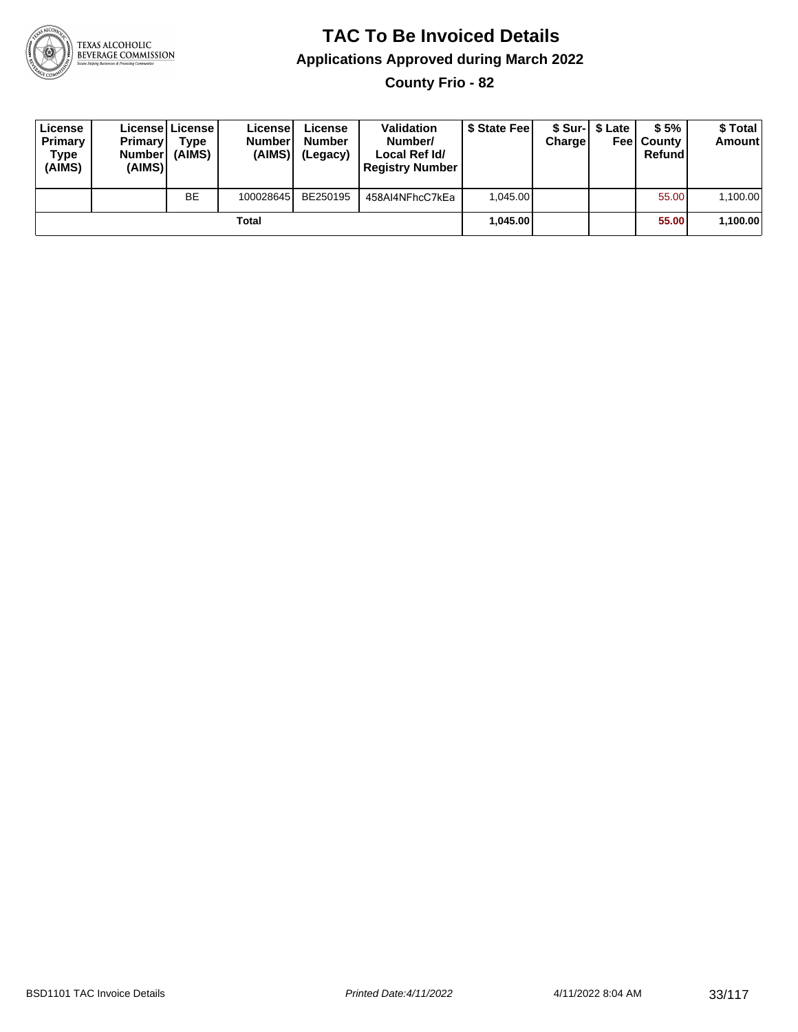# TAC To Be Invoiced Details

## Applications Approved during March 2022

### County Frio - 82

| License Primary Type (AIMS) | License Primary Number (AIMS) | License Type (AIMS) | License Number (AIMS) | License Number (Legacy) | Validation Number/ Local Ref Id/ Registry Number | $ State Fee | $ Sur-Charge | $ Late Fee | $ 5% County Refund | $ Total Amount |
|---|---|---|---|---|---|---|---|---|---|---|
| | | BE | 100028645 | BE250195 | 458AI4NFhcC7kEa | 1,045.00 | | | 55.00 | 1,100.00 |
| | | | **Total** | | | **1,045.00** | | | **55.00** | **1,100.00** |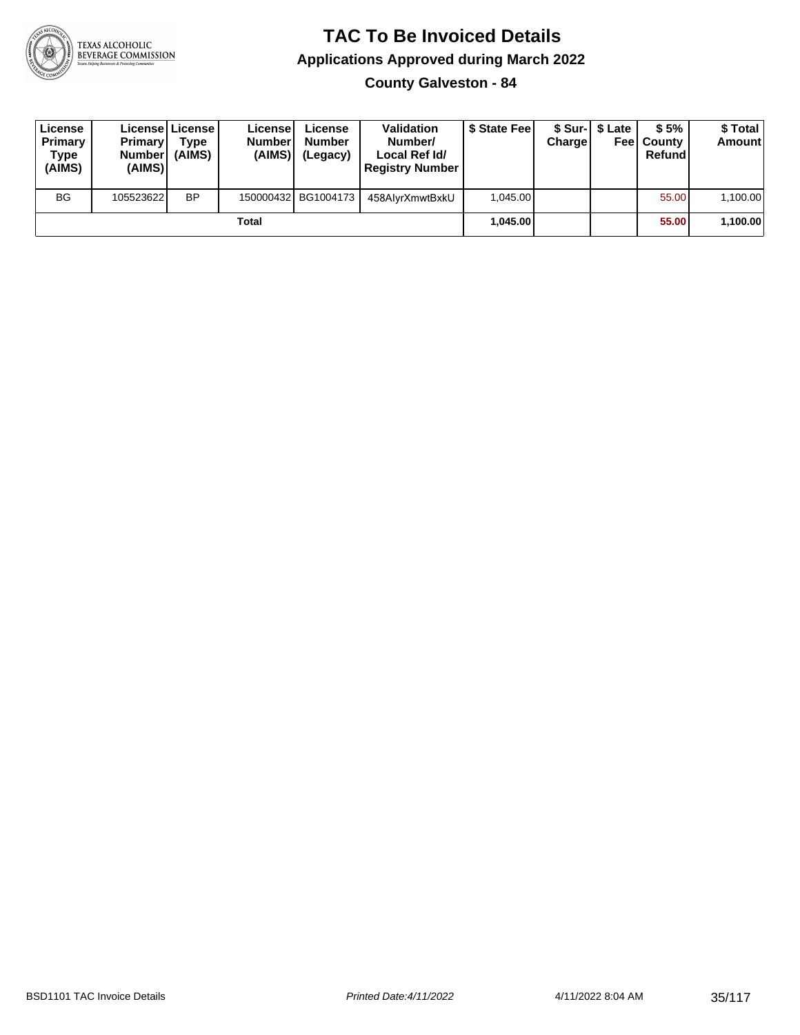# TAC To Be Invoiced Details

## Applications Approved during March 2022

### County Galveston - 84

| License Primary Type (AIMS) | License Primary Number (AIMS) | License Type (AIMS) | License Number (AIMS) | License Number (Legacy) | Validation Number/ Local Ref Id/ Registry Number | $ State Fee | $ Sur-Charge | $ Late Fee | $ 5% County Refund | $ Total Amount |
|---|---|---|---|---|---|---|---|---|---|---|
| BG | 105523622 | BP | 150000432 | BG1004173 | 458AIyrXmwtBxkU | 1,045.00 | | | 55.00 | 1,100.00 |
| | | | Total | | | **1,045.00** | | | **55.00** | **1,100.00** |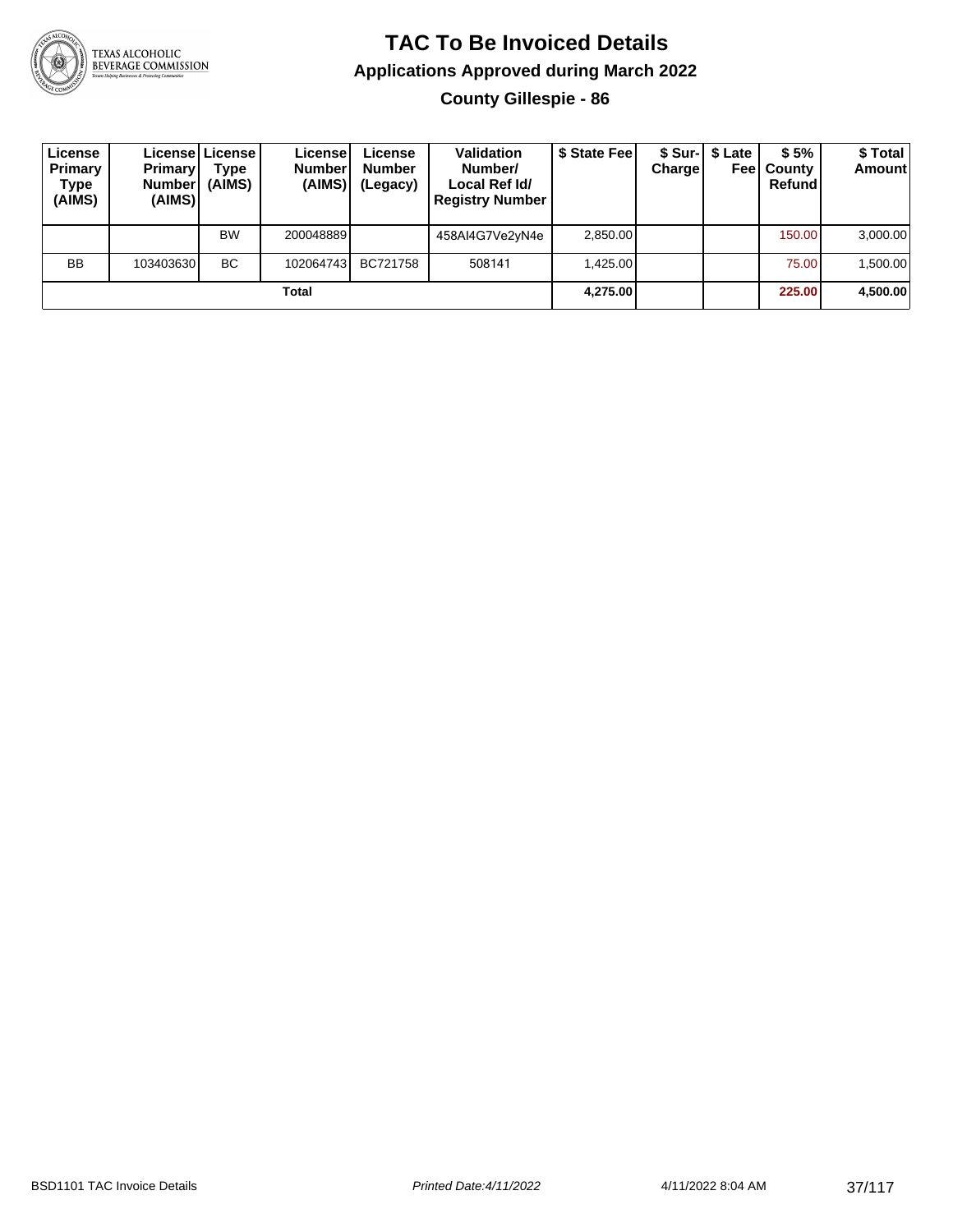# TAC To Be Invoiced Details

## Applications Approved during March 2022

### County Gillespie - 86

| License Primary Type (AIMS) | License Primary Number (AIMS) | License Type (AIMS) | License Number (AIMS) | License Number (Legacy) | Validation Number/ Local Ref Id/ Registry Number | $ State Fee | $ Sur-Charge | $ Late Fee | $ 5% County Refund | $ Total Amount |
|---|---|---|---|---|---|---|---|---|---|---|
| | | BW | 200048889 | | 458AI4G7Ve2yN4e | 2,850.00 | | | 150.00 | 3,000.00 |
| BB | 103403630 | BC | 102064743 | BC721758 | 508141 | 1,425.00 | | | 75.00 | 1,500.00 |
| **Total** | | | | | | **4,275.00** | | | **225.00** | **4,500.00** |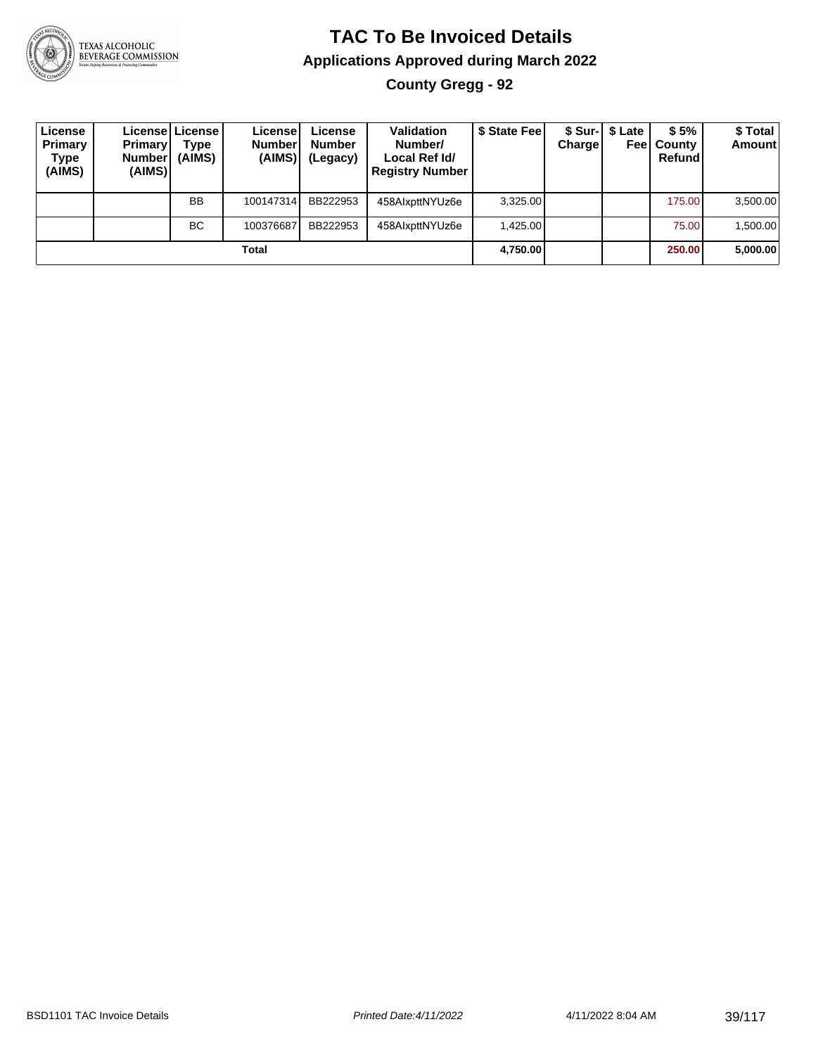# TAC To Be Invoiced Details

## Applications Approved during March 2022

### County Gregg - 92

| License Primary Type (AIMS) | License Primary Number (AIMS) | License Type (AIMS) | License Number (AIMS) | License Number (Legacy) | Validation Number/ Local Ref Id/ Registry Number | $ State Fee | $ Sur-Charge | $ Late Fee | $ 5% County Refund | $ Total Amount |
|---|---|---|---|---|---|---|---|---|---|---|
| | | BB | 100147314 | BB222953 | 458AIxpttNYUz6e | 3,325.00 | | | 175.00 | 3,500.00 |
| | | BC | 100376687 | BB222953 | 458AIxpttNYUz6e | 1,425.00 | | | 75.00 | 1,500.00 |
| **Total** | | | | | | **4,750.00** | | | **250.00** | **5,000.00** |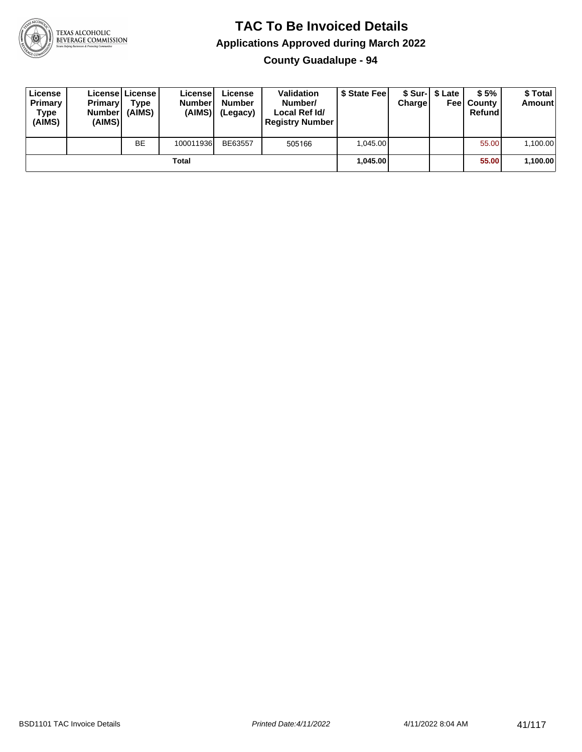# TAC To Be Invoiced Details

## Applications Approved during March 2022

### County Guadalupe - 94

| License Primary Type (AIMS) | License Primary Number (AIMS) | License Type (AIMS) | License Number (AIMS) | License Number (Legacy) | Validation Number/ Local Ref Id/ Registry Number | $ State Fee | $ Sur-Charge | $ Late Fee | $ 5% County Refund | $ Total Amount |
|---|---|---|---|---|---|---|---|---|---|---|
| | | BE | 100011936 | BE63557 | 505166 | 1,045.00 | | | 55.00 | 1,100.00 |
| **Total** | | | | | | **1,045.00** | | | **55.00** | **1,100.00** |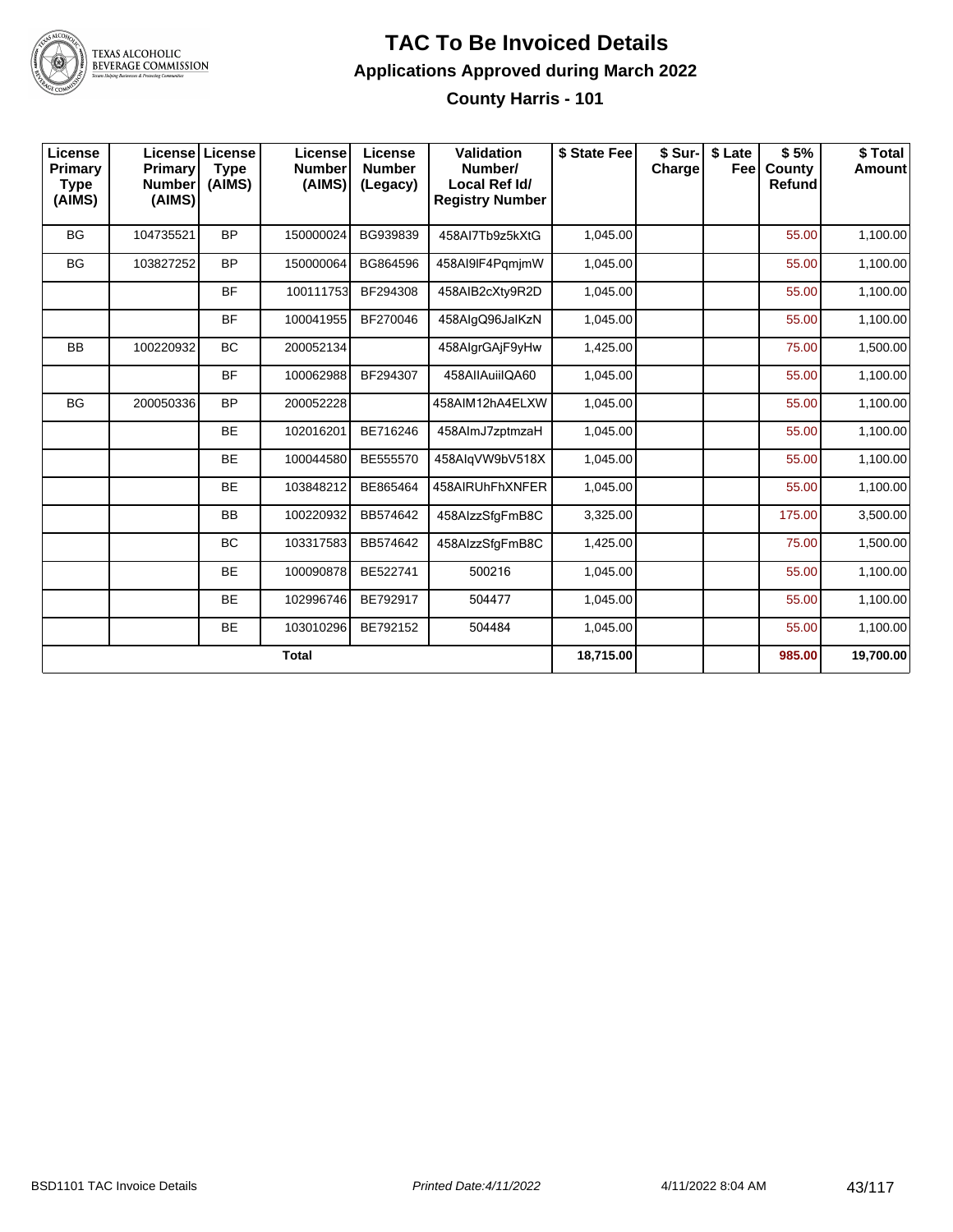# TAC To Be Invoiced Details

## Applications Approved during March 2022

### County Harris - 101

| License Primary Type (AIMS) | License Primary Number (AIMS) | License Type (AIMS) | License Number (AIMS) | License Number (Legacy) | Validation Number/ Local Ref Id/ Registry Number | $ State Fee | $ Sur-Charge | $ Late Fee | $ 5% County Refund | $ Total Amount |
|---|---|---|---|---|---|---|---|---|---|---|
| BG | 104735521 | BP | 150000024 | BG939839 | 458AI7Tb9z5kXtG | 1,045.00 | | | 55.00 | 1,100.00 |
| BG | 103827252 | BP | 150000064 | BG864596 | 458AI9lF4PqmjmW | 1,045.00 | | | 55.00 | 1,100.00 |
| | | BF | 100111753 | BF294308 | 458AIB2cXty9R2D | 1,045.00 | | | 55.00 | 1,100.00 |
| | | BF | 100041955 | BF270046 | 458AIgQ96JalKzN | 1,045.00 | | | 55.00 | 1,100.00 |
| BB | 100220932 | BC | 200052134 | | 458AIgrGAjF9yHw | 1,425.00 | | | 75.00 | 1,500.00 |
| | | BF | 100062988 | BF294307 | 458AIIAuiilQA60 | 1,045.00 | | | 55.00 | 1,100.00 |
| BG | 200050336 | BP | 200052228 | | 458AIM12hA4ELXW | 1,045.00 | | | 55.00 | 1,100.00 |
| | | BE | 102016201 | BE716246 | 458AImJ7zptmzaH | 1,045.00 | | | 55.00 | 1,100.00 |
| | | BE | 100044580 | BE555570 | 458AIqVW9bV518X | 1,045.00 | | | 55.00 | 1,100.00 |
| | | BE | 103848212 | BE865464 | 458AIRUhFhXNFER | 1,045.00 | | | 55.00 | 1,100.00 |
| | | BB | 100220932 | BB574642 | 458AIzzSfgFmB8C | 3,325.00 | | | 175.00 | 3,500.00 |
| | | BC | 103317583 | BB574642 | 458AIzzSfgFmB8C | 1,425.00 | | | 75.00 | 1,500.00 |
| | | BE | 100090878 | BE522741 | 500216 | 1,045.00 | | | 55.00 | 1,100.00 |
| | | BE | 102996746 | BE792917 | 504477 | 1,045.00 | | | 55.00 | 1,100.00 |
| | | BE | 103010296 | BE792152 | 504484 | 1,045.00 | | | 55.00 | 1,100.00 |
| **Total** | | | | | | **18,715.00** | | | **985.00** | **19,700.00** |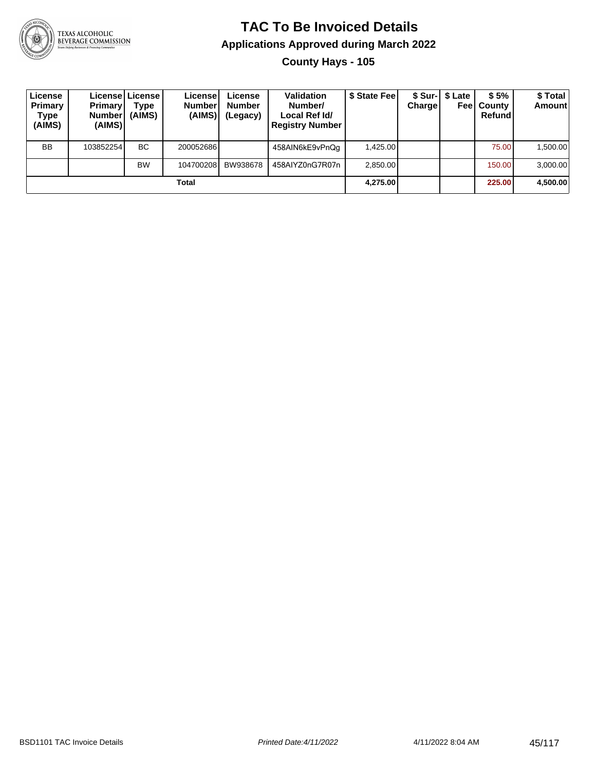# TAC To Be Invoiced Details

## Applications Approved during March 2022

### County Hays - 105

| License Primary Type (AIMS) | License Primary Number (AIMS) | License Type (AIMS) | License Number (AIMS) | License Number (Legacy) | Validation Number/ Local Ref Id/ Registry Number | $ State Fee | $ Sur-Charge | $ Late Fee | $ 5% County Refund | $ Total Amount |
|---|---|---|---|---|---|---|---|---|---|---|
| BB | 103852254 | BC | 200052686 | | 458AIN6kE9vPnQg | 1,425.00 | | | 75.00 | 1,500.00 |
| | | BW | 104700208 | BW938678 | 458AIYZ0nG7R07n | 2,850.00 | | | 150.00 | 3,000.00 |
| **Total** | | | | | | **4,275.00** | | | **225.00** | **4,500.00** |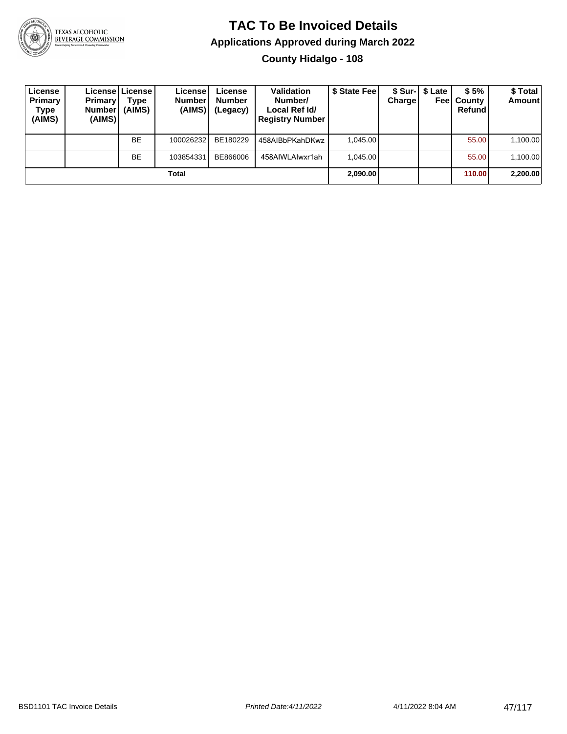# TAC To Be Invoiced Details

## Applications Approved during March 2022

### County Hidalgo - 108

| License Primary Type (AIMS) | License Primary Number (AIMS) | License Type (AIMS) | License Number (AIMS) | License Number (Legacy) | Validation Number/ Local Ref Id/ Registry Number | $ State Fee | $ Sur-Charge | $ Late Fee | $ 5% County Refund | $ Total Amount |
|---|---|---|---|---|---|---|---|---|---|---|
| | | BE | 100026232 | BE180229 | 458AIBbPKahDKwz | 1,045.00 | | | 55.00 | 1,100.00 |
| | | BE | 103854331 | BE866006 | 458AIWLAIwxr1ah | 1,045.00 | | | 55.00 | 1,100.00 |
| **Total** | | | | | | **2,090.00** | | | **110.00** | **2,200.00** |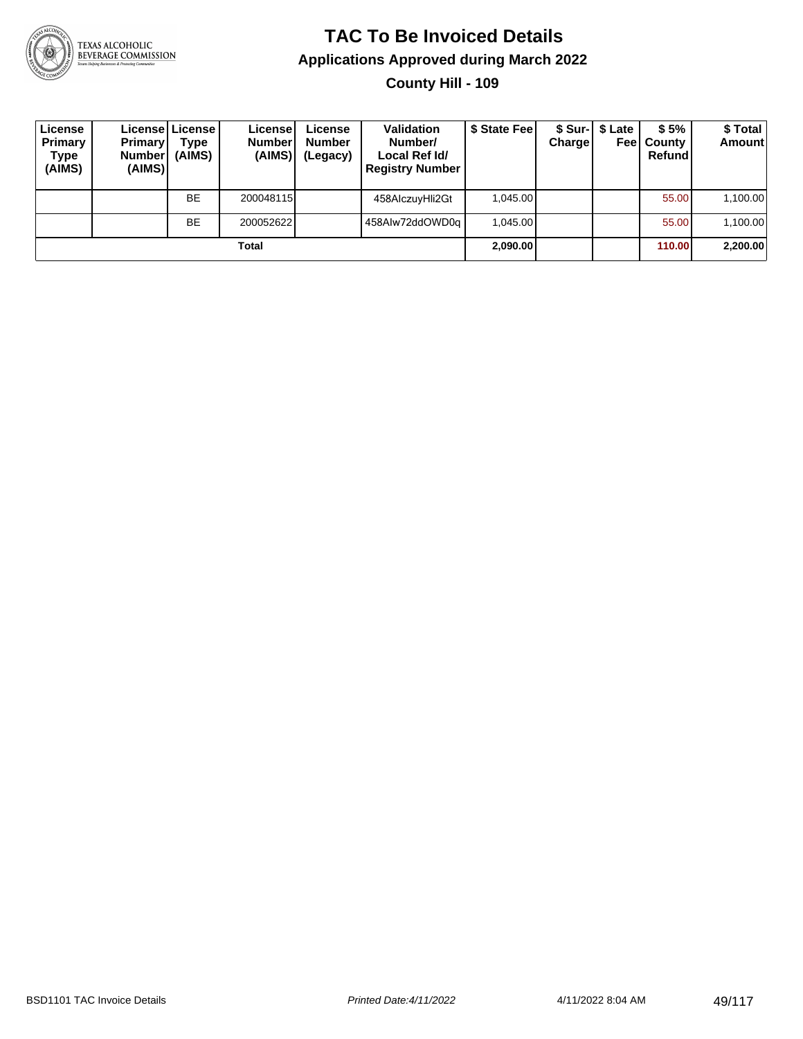# TAC To Be Invoiced Details

## Applications Approved during March 2022

### County Hill - 109

| License Primary Type (AIMS) | License Primary Number (AIMS) | License Type (AIMS) | License Number (AIMS) | License Number (Legacy) | Validation Number/ Local Ref Id/ Registry Number | $ State Fee | $ Sur-Charge | $ Late Fee | $ 5% County Refund | $ Total Amount |
|---|---|---|---|---|---|---|---|---|---|---|
| | | BE | 200048115 | | 458AlczuyHli2Gt | 1,045.00 | | | 55.00 | 1,100.00 |
| | | BE | 200052622 | | 458Alw72ddOWD0q | 1,045.00 | | | 55.00 | 1,100.00 |
| **Total** | | | | | | **2,090.00** | | | **110.00** | **2,200.00** |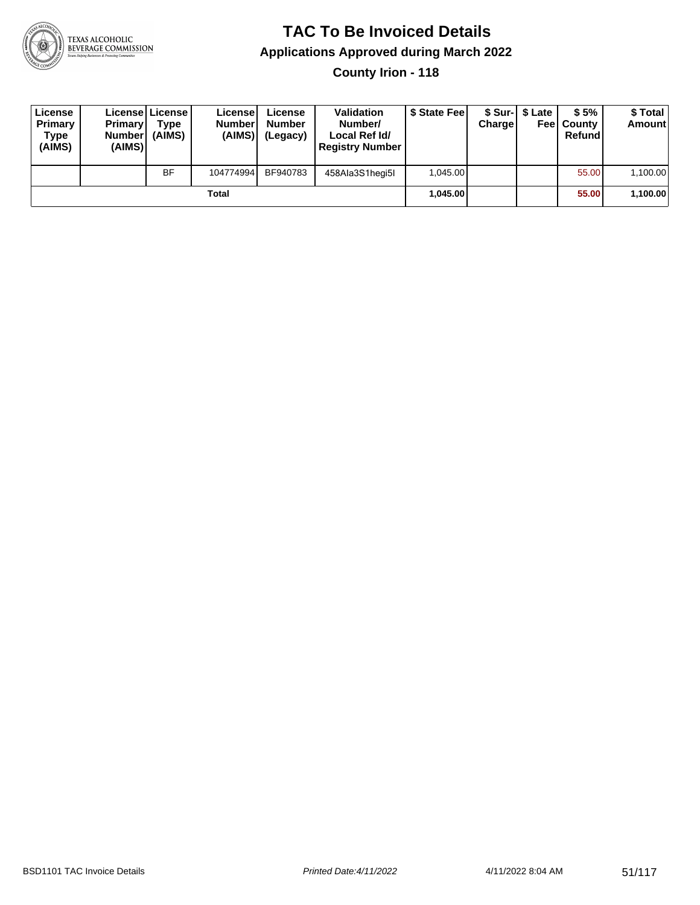# TAC To Be Invoiced Details

## Applications Approved during March 2022

### County Irion - 118

| License Primary Type (AIMS) | License Primary Number (AIMS) | License Type (AIMS) | License Number (AIMS) | License Number (Legacy) | Validation Number/ Local Ref Id/ Registry Number | $ State Fee | $ Sur-Charge | $ Late Fee | $ 5% County Refund | $ Total Amount |
|---|---|---|---|---|---|---|---|---|---|---|
| | | BF | 104774994 | BF940783 | 458Ala3S1hegi5l | 1,045.00 | | | 55.00 | 1,100.00 |
| Total | | | | | | 1,045.00 | | | 55.00 | 1,100.00 |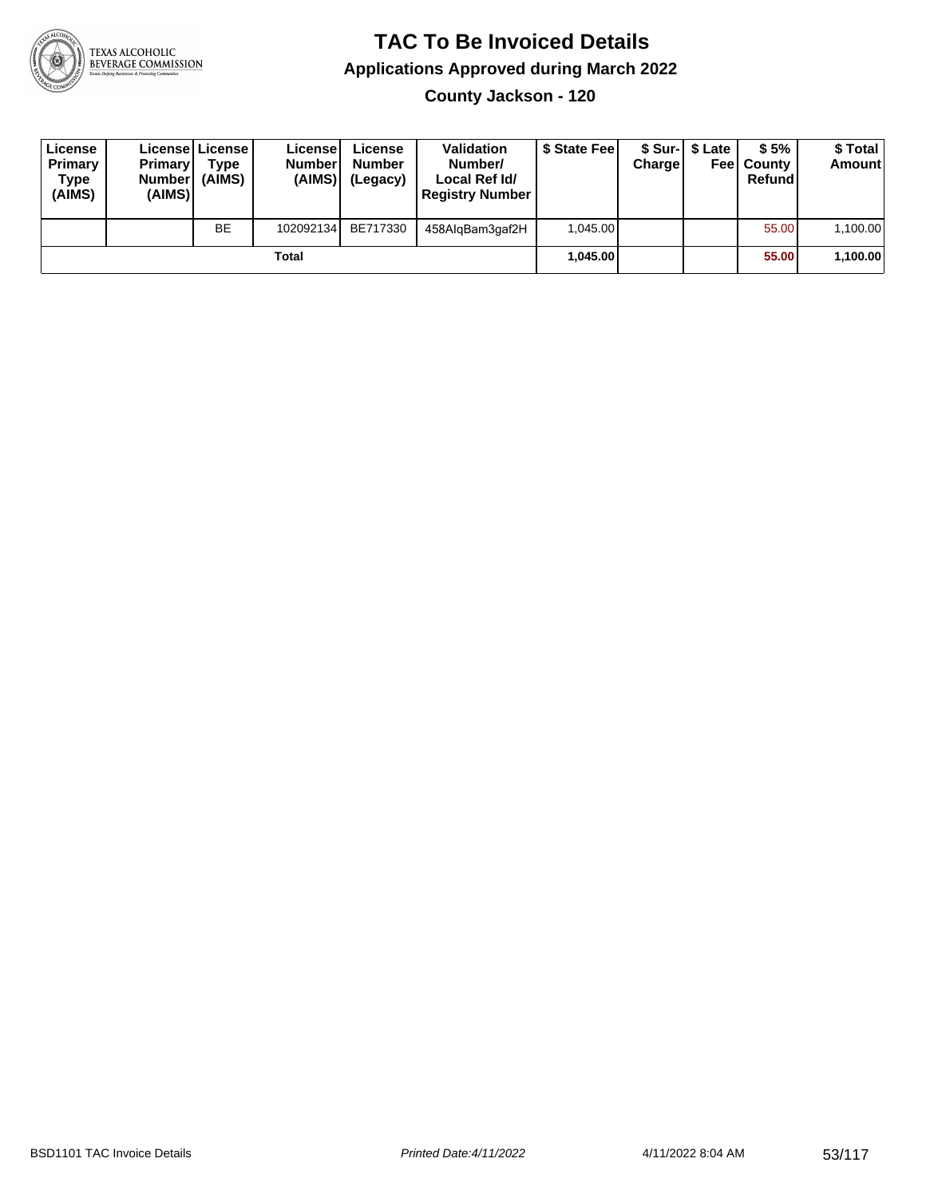# TAC To Be Invoiced Details

## Applications Approved during March 2022

### County Jackson - 120

| License Primary Type (AIMS) | License Primary Number (AIMS) | License Type (AIMS) | License Number (AIMS) | License Number (Legacy) | Validation Number/ Local Ref Id/ Registry Number | $ State Fee | $ Sur-Charge | $ Late Fee | $ 5% County Refund | $ Total Amount |
|---|---|---|---|---|---|---|---|---|---|---|
| | | BE | 102092134 | BE717330 | 458AlqBam3gaf2H | 1,045.00 | | | 55.00 | 1,100.00 |
| | | | Total | | | **1,045.00** | | | **55.00** | **1,100.00** |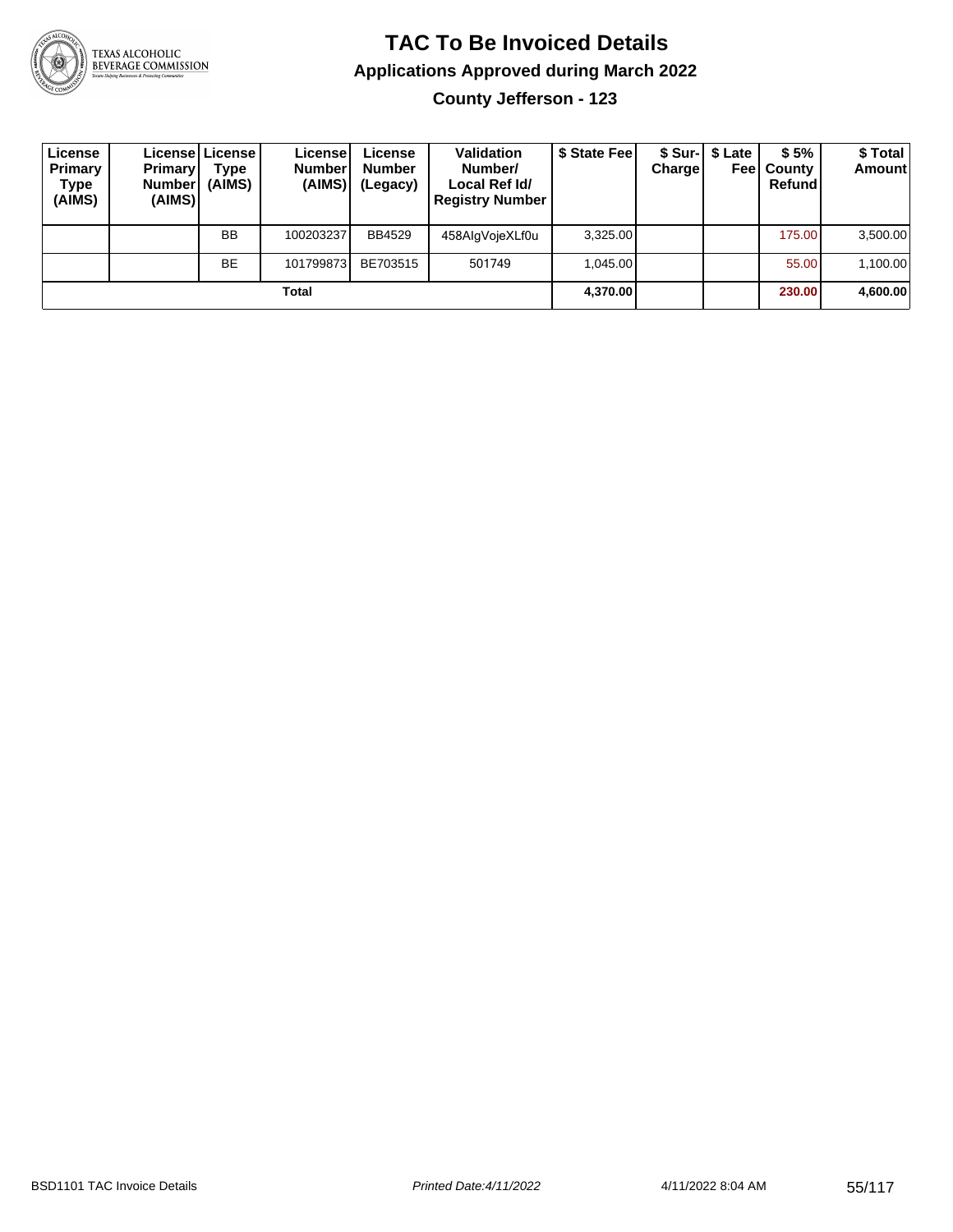# TAC To Be Invoiced Details

## Applications Approved during March 2022

### County Jefferson - 123

| License Primary Type (AIMS) | License Primary Number (AIMS) | License Type (AIMS) | License Number (AIMS) | License Number (Legacy) | Validation Number/ Local Ref Id/ Registry Number | $ State Fee | $ Sur-Charge | $ Late Fee | $ 5% County Refund | $ Total Amount |
|---|---|---|---|---|---|---|---|---|---|---|
| | | BB | 100203237 | BB4529 | 458AlgVojeXLf0u | 3,325.00 | | | 175.00 | 3,500.00 |
| | | BE | 101799873 | BE703515 | 501749 | 1,045.00 | | | 55.00 | 1,100.00 |
| **Total** | | | | | | **4,370.00** | | | **230.00** | **4,600.00** |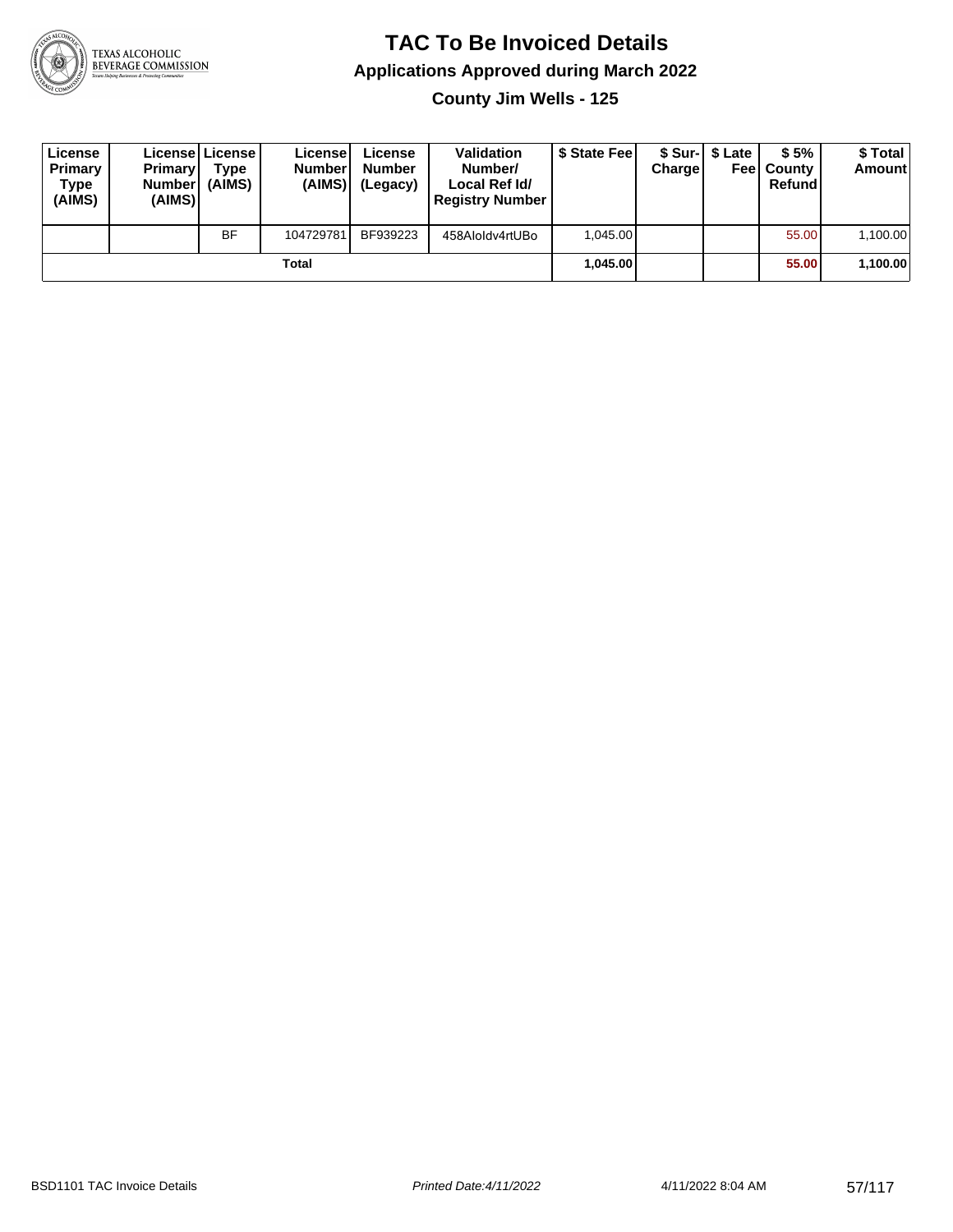# TAC To Be Invoiced Details

## Applications Approved during March 2022

### County Jim Wells - 125

| License Primary Type (AIMS) | License Primary Number (AIMS) | License Type (AIMS) | License Number (AIMS) | License Number (Legacy) | Validation Number/ Local Ref Id/ Registry Number | $ State Fee | $ Sur-Charge | $ Late Fee | $ 5% County Refund | $ Total Amount |
|---|---|---|---|---|---|---|---|---|---|---|
| | | BF | 104729781 | BF939223 | 458AloIdv4rtUBo | 1,045.00 | | | 55.00 | 1,100.00 |
| | | | | **Total** | | **1,045.00** | | | **55.00** | **1,100.00** |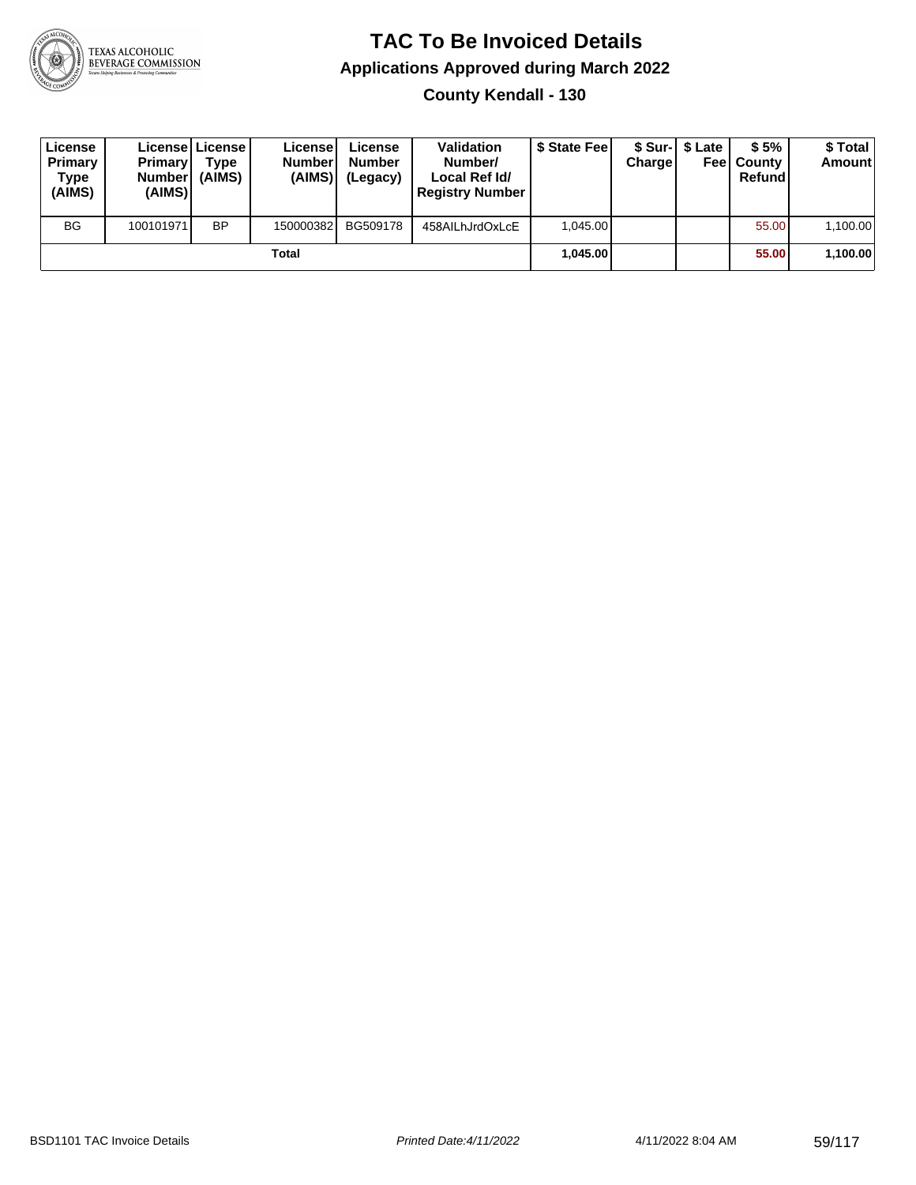# TAC To Be Invoiced Details

## Applications Approved during March 2022

### County Kendall - 130

| License Primary Type (AIMS) | License Primary Number (AIMS) | License Type (AIMS) | License Number (AIMS) | License Number (Legacy) | Validation Number/ Local Ref Id/ Registry Number | $ State Fee | $ Sur-Charge | $ Late Fee | $ 5% County Refund | $ Total Amount |
|---|---|---|---|---|---|---|---|---|---|---|
| BG | 100101971 | BP | 150000382 | BG509178 | 458AILhJrdOxLcE | 1,045.00 | | | 55.00 | 1,100.00 |
| | | | Total | | | **1,045.00** | | | **55.00** | **1,100.00** |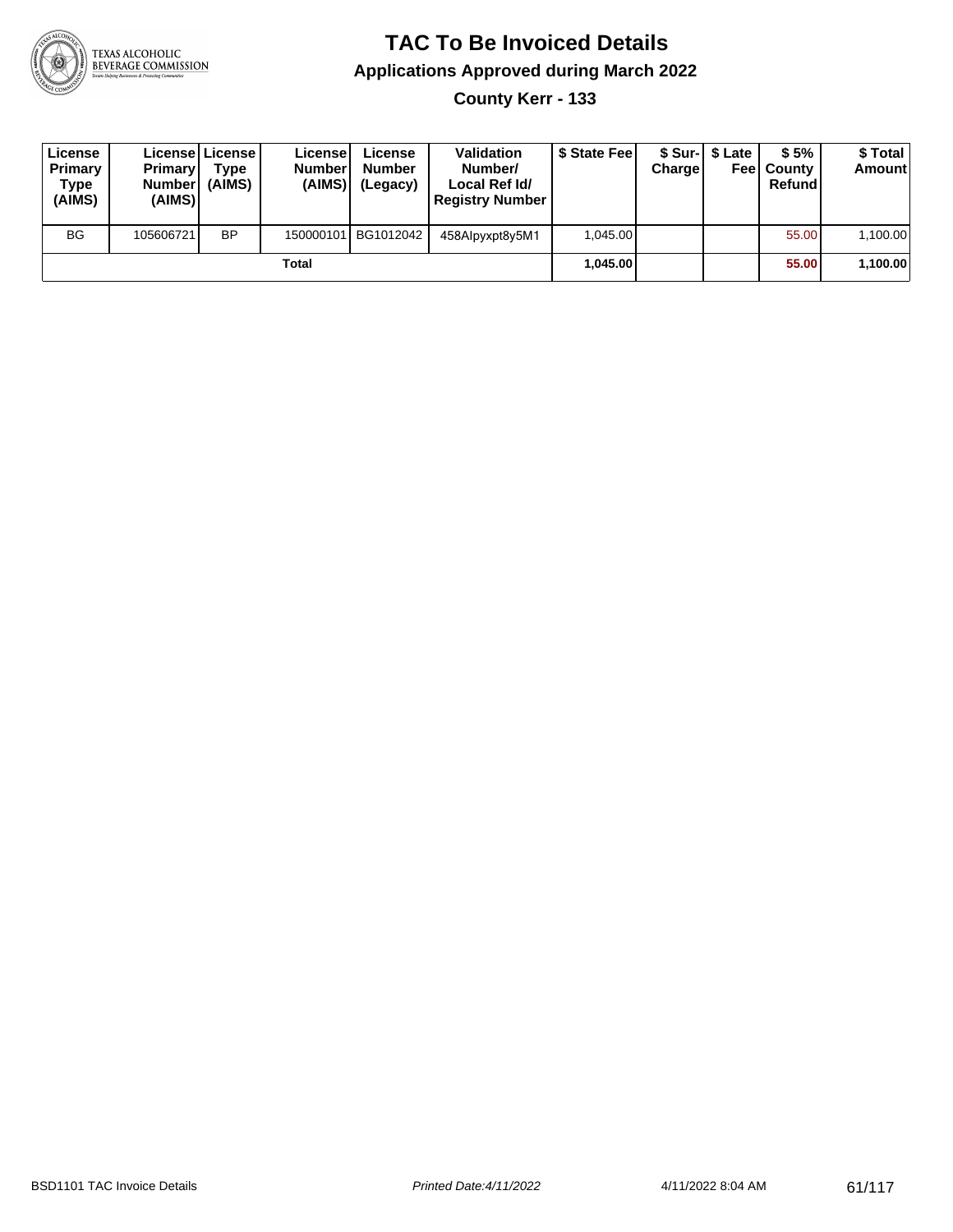# TAC To Be Invoiced Details

## Applications Approved during March 2022

### County Kerr - 133

| License Primary Type (AIMS) | License Primary Number (AIMS) | License Type (AIMS) | License Number (AIMS) | License Number (Legacy) | Validation Number/ Local Ref Id/ Registry Number | $ State Fee | $ Sur-Charge | $ Late Fee | $ 5% County Refund | $ Total Amount |
|---|---|---|---|---|---|---|---|---|---|---|
| BG | 105606721 | BP | 150000101 | BG1012042 | 458AIpyxpt8y5M1 | 1,045.00 | | | 55.00 | 1,100.00 |
| | | | Total | | | 1,045.00 | | | 55.00 | 1,100.00 |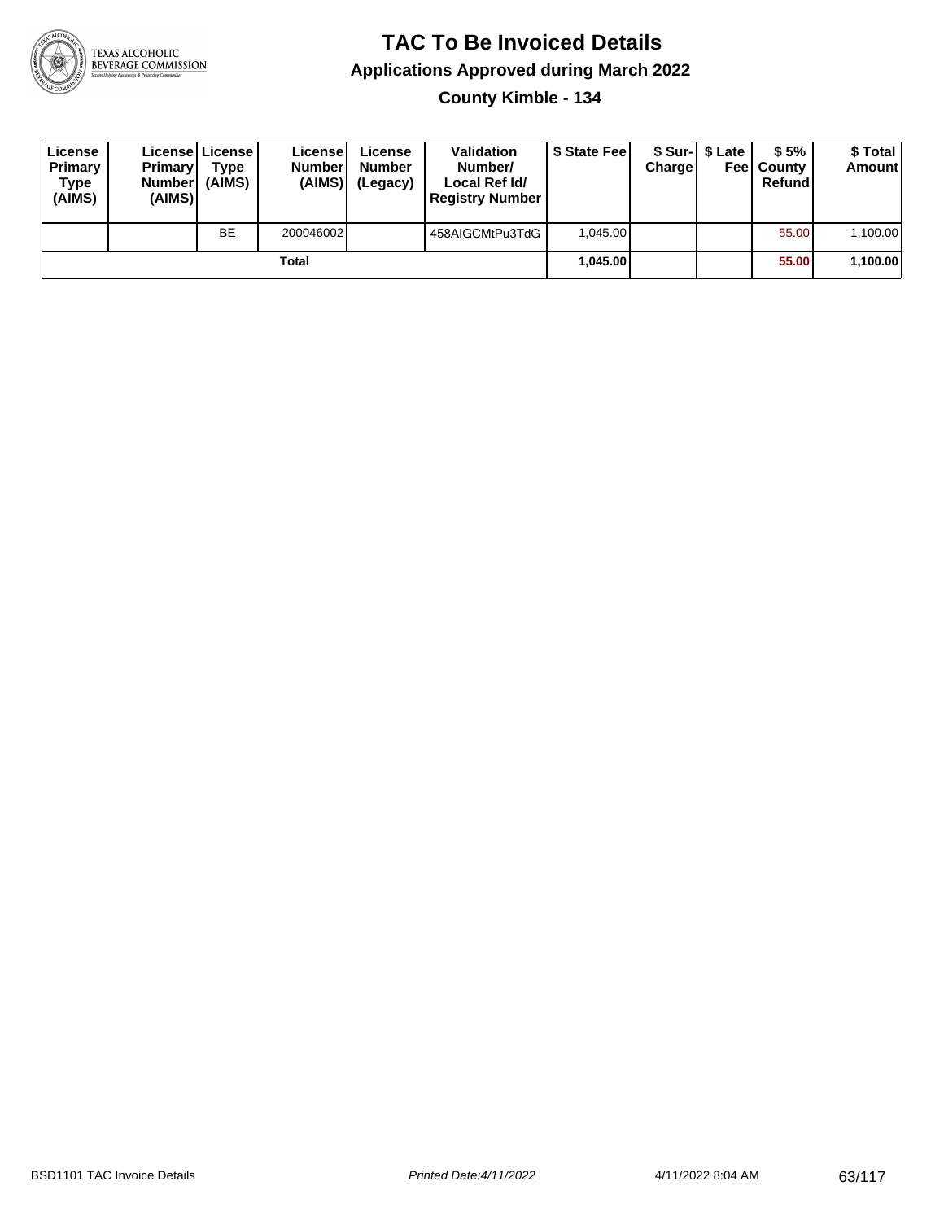# TAC To Be Invoiced Details

## Applications Approved during March 2022

### County Kimble - 134

| License Primary Type (AIMS) | License Primary Number (AIMS) | License Type (AIMS) | License Number (AIMS) | License Number (Legacy) | Validation Number/ Local Ref Id/ Registry Number | $ State Fee | $ Sur-Charge | $ Late Fee | $ 5% County Refund | $ Total Amount |
|---|---|---|---|---|---|---|---|---|---|---|
| | | BE | 200046002 | | 458AIGCMtPu3TdG | 1,045.00 | | | 55.00 | 1,100.00 |
| | | | **Total** | | | **1,045.00** | | | **55.00** | **1,100.00** |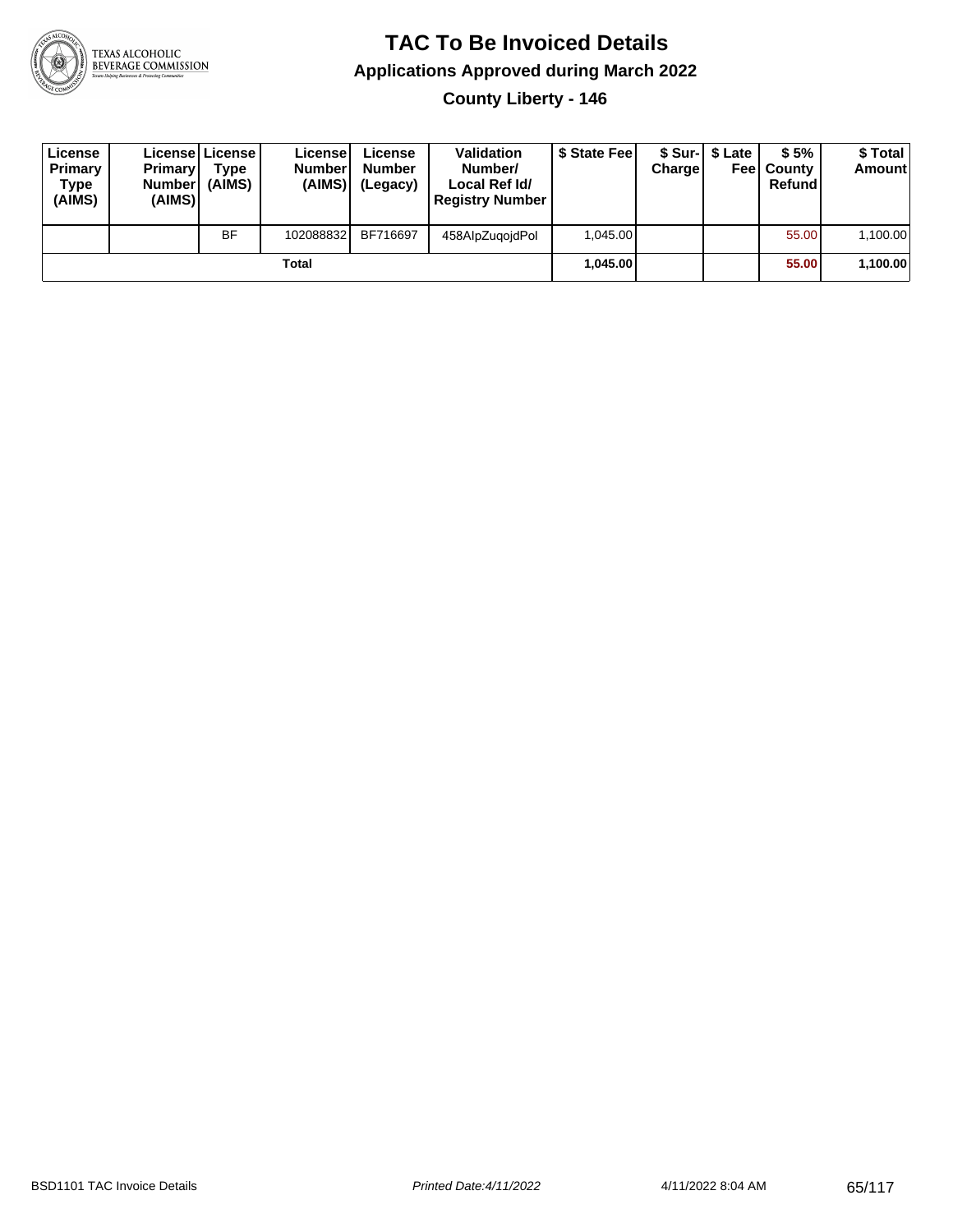# TAC To Be Invoiced Details

## Applications Approved during March 2022

### County Liberty - 146

| License Primary Type (AIMS) | License Primary Number (AIMS) | License Type (AIMS) | License Number (AIMS) | License Number (Legacy) | Validation Number/ Local Ref Id/ Registry Number | $ State Fee | $ Sur-Charge | $ Late Fee | $ 5% County Refund | $ Total Amount |
|---|---|---|---|---|---|---|---|---|---|---|
| | | BF | 102088832 | BF716697 | 458AIpZuqojdPol | 1,045.00 | | | 55.00 | 1,100.00 |
| | | | **Total** | | | **1,045.00** | | | **55.00** | **1,100.00** |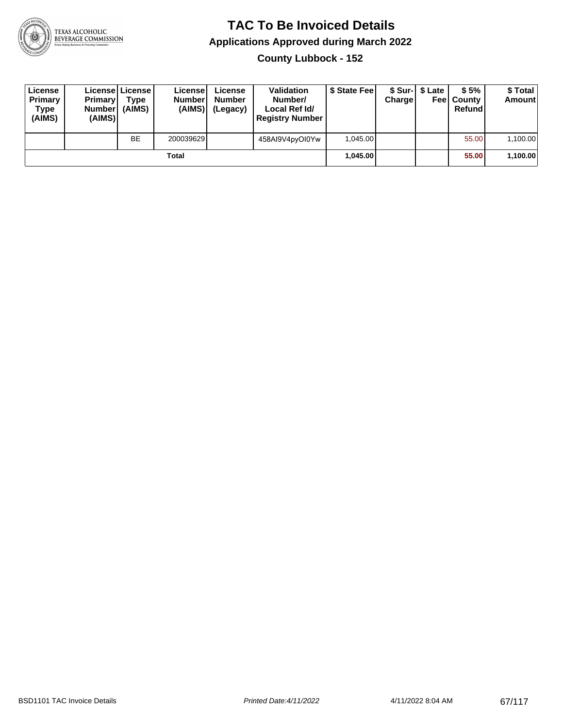# TAC To Be Invoiced Details

## Applications Approved during March 2022

### County Lubbock - 152

| License Primary Type (AIMS) | License Primary Number (AIMS) | License Type (AIMS) | License Number (AIMS) | License Number (Legacy) | Validation Number/ Local Ref Id/ Registry Number | $ State Fee | $ Sur-Charge | $ Late Fee | $ 5% County Refund | $ Total Amount |
|---|---|---|---|---|---|---|---|---|---|---|
| | | BE | 200039629 | | 458AI9V4pyOI0Yw | 1,045.00 | | | 55.00 | 1,100.00 |
| | | | **Total** | | | **1,045.00** | | | **55.00** | **1,100.00** |

BSD1101 TAC Invoice Details | *Printed Date:4/11/2022* | 4/11/2022 8:04 AM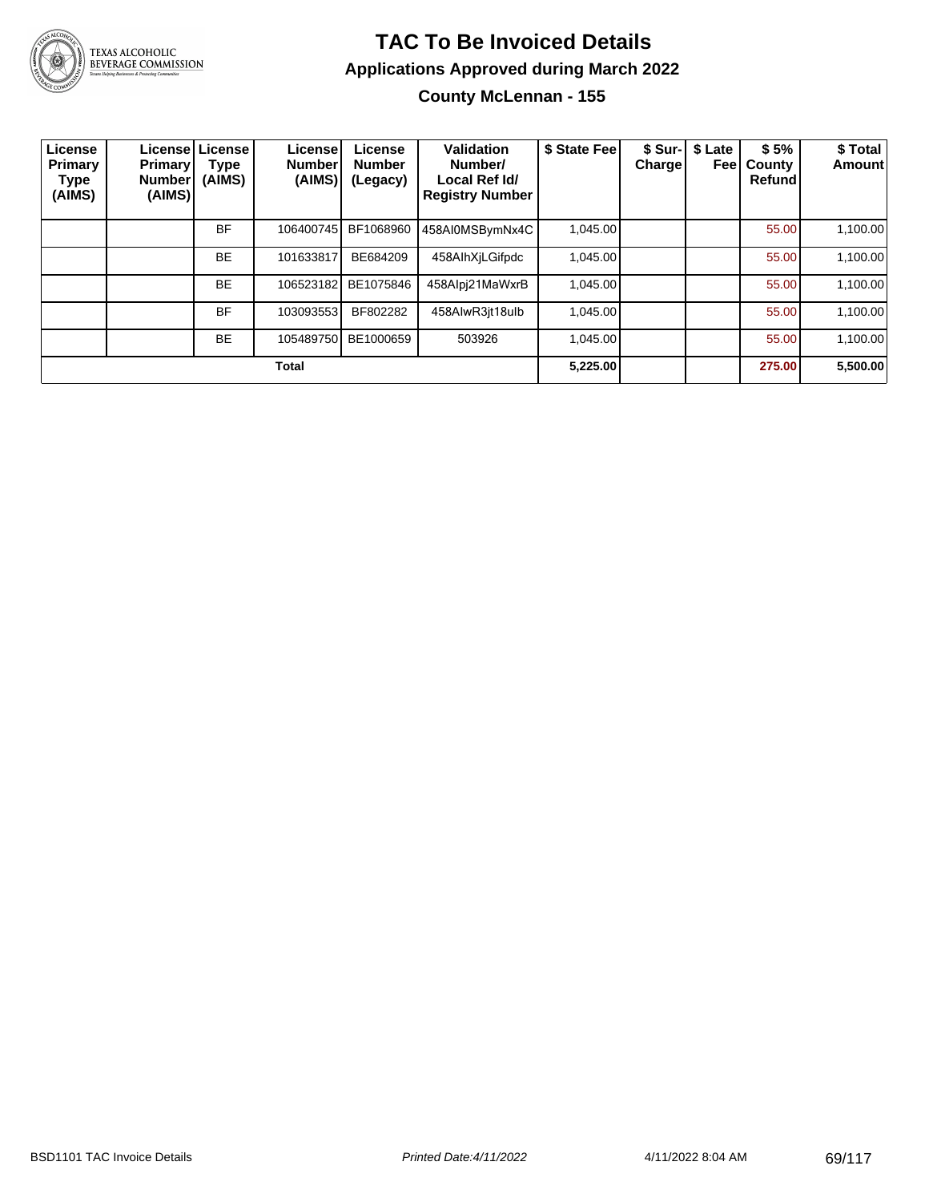# TAC To Be Invoiced Details

## Applications Approved during March 2022

### County McLennan - 155

| License Primary Type (AIMS) | License Primary Number (AIMS) | License Type (AIMS) | License Number (AIMS) | License Number (Legacy) | Validation Number/ Local Ref Id/ Registry Number | $ State Fee | $ Sur-Charge | $ Late Fee | $ 5% County Refund | $ Total Amount |
|---|---|---|---|---|---|---|---|---|---|---|
| | | BF | 106400745 | BF1068960 | 458AI0MSBymNx4C | 1,045.00 | | | 55.00 | 1,100.00 |
| | | BE | 101633817 | BE684209 | 458AIhXjLGifpdc | 1,045.00 | | | 55.00 | 1,100.00 |
| | | BE | 106523182 | BE1075846 | 458AIpj21MaWxrB | 1,045.00 | | | 55.00 | 1,100.00 |
| | | BF | 103093553 | BF802282 | 458AIwR3jt18ulb | 1,045.00 | | | 55.00 | 1,100.00 |
| | | BE | 105489750 | BE1000659 | 503926 | 1,045.00 | | | 55.00 | 1,100.00 |
| **Total** | | | | | | **5,225.00** | | | **275.00** | **5,500.00** |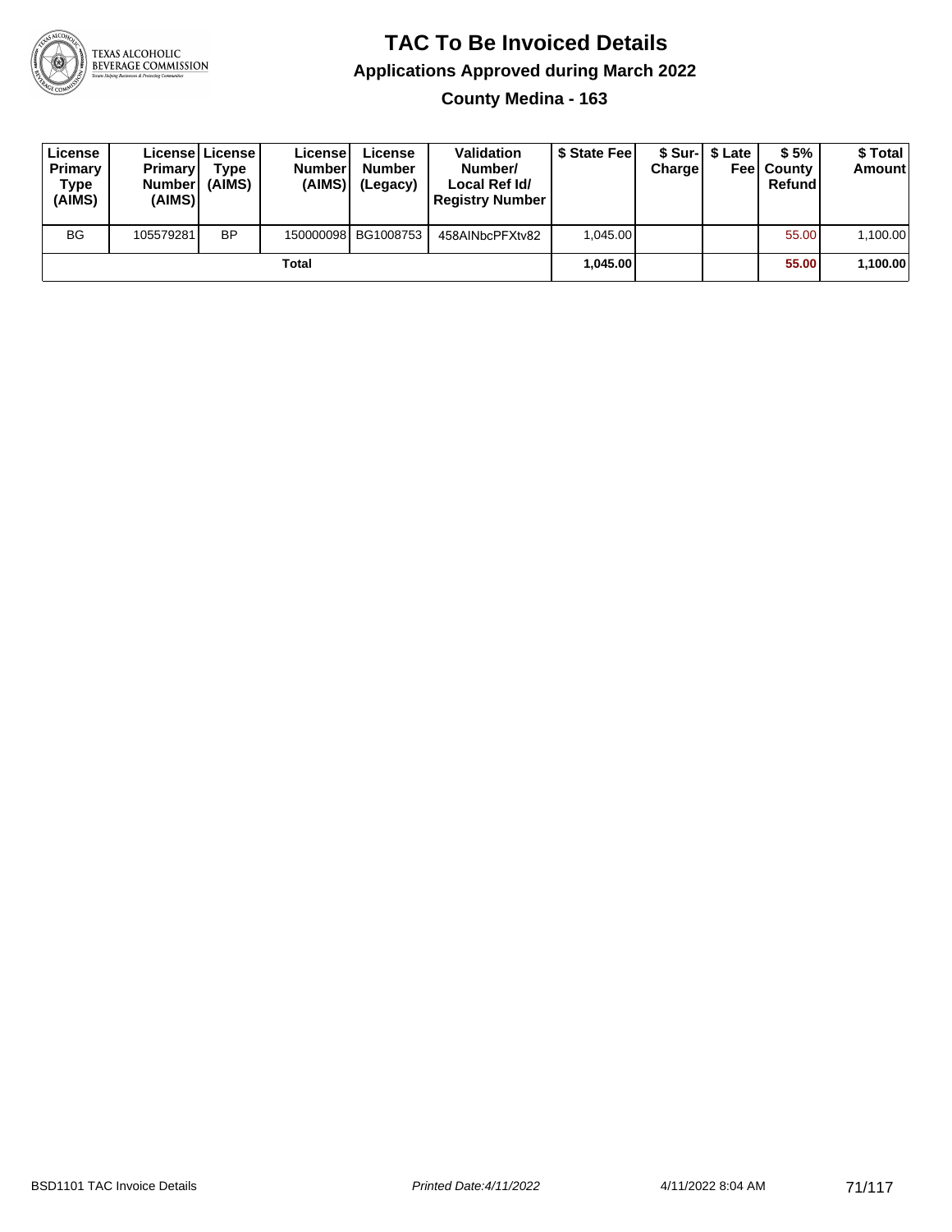# TAC To Be Invoiced Details

## Applications Approved during March 2022

### County Medina - 163

| License Primary Type (AIMS) | License Primary Number (AIMS) | License Type (AIMS) | License Number (AIMS) | License Number (Legacy) | Validation Number/ Local Ref Id/ Registry Number | $ State Fee | $ Sur-Charge | $ Late Fee | $ 5% County Refund | $ Total Amount |
|---|---|---|---|---|---|---|---|---|---|---|
| BG | 105579281 | BP | 150000098 | BG1008753 | 458AINbcPFXtv82 | 1,045.00 | | | 55.00 | 1,100.00 |
| | | | Total | | | **1,045.00** | | | **55.00** | **1,100.00** |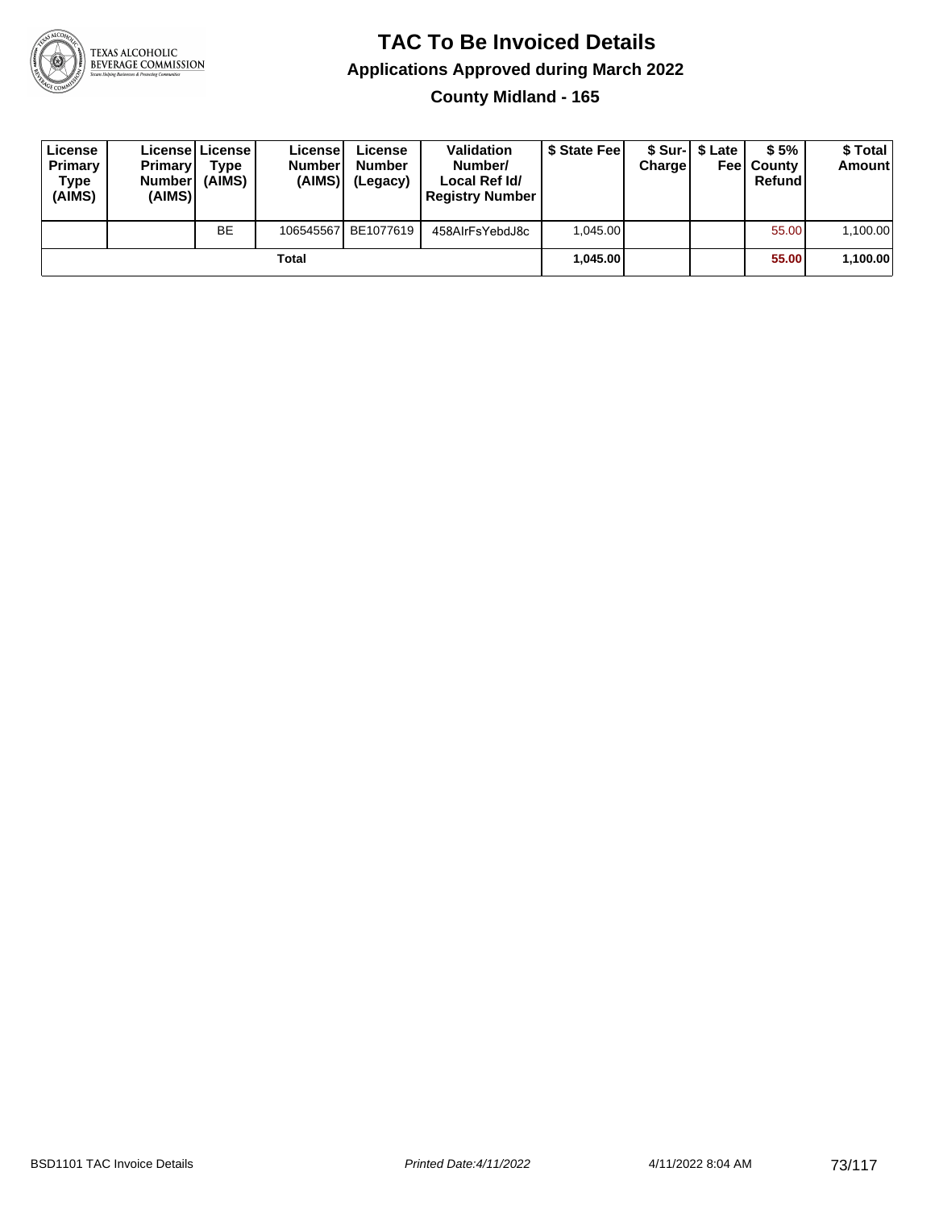# TAC To Be Invoiced Details

## Applications Approved during March 2022

### County Midland - 165

| License Primary Type (AIMS) | License Primary Number (AIMS) | License Type (AIMS) | License Number (AIMS) | License Number (Legacy) | Validation Number/ Local Ref Id/ Registry Number | $ State Fee | $ Sur-Charge | $ Late Fee | $ 5% County Refund | $ Total Amount |
|---|---|---|---|---|---|---|---|---|---|---|
| | | BE | 106545567 | BE1077619 | 458AIrFsYebdJ8c | 1,045.00 | | | 55.00 | 1,100.00 |
| **Total** | | | | | | **1,045.00** | | | **55.00** | **1,100.00** |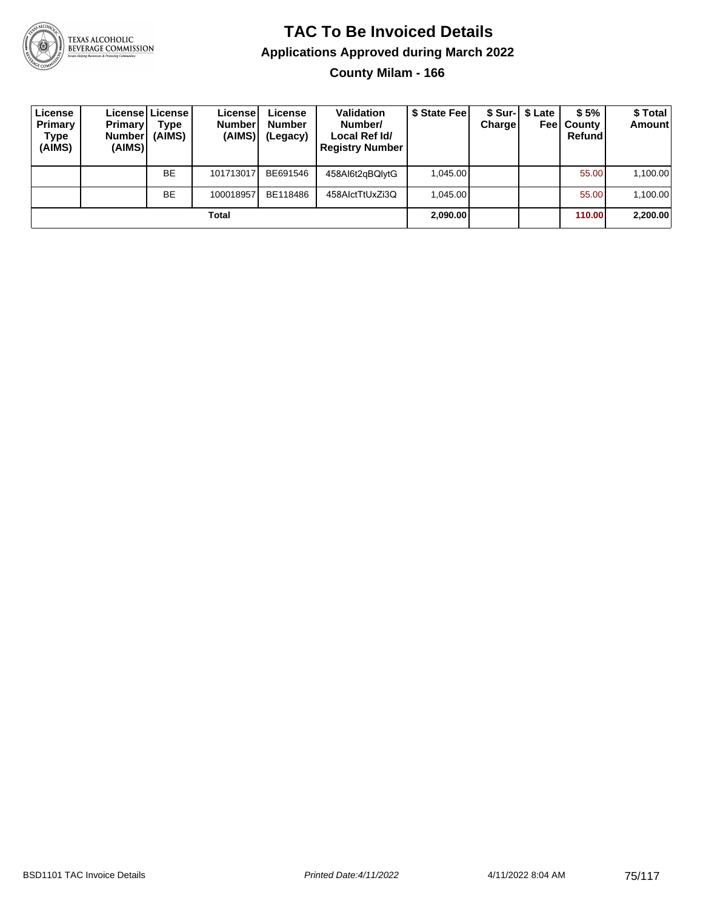# TAC To Be Invoiced Details

## Applications Approved during March 2022

### County Milam - 166

| License Primary Type (AIMS) | License Primary Number (AIMS) | License Type (AIMS) | License Number (AIMS) | License Number (Legacy) | Validation Number/ Local Ref Id/ Registry Number | $ State Fee | $ Sur-Charge | $ Late Fee | $ 5% County Refund | $ Total Amount |
|---|---|---|---|---|---|---|---|---|---|---|
| | | BE | 101713017 | BE691546 | 458AI6t2qBQlytG | 1,045.00 | | | 55.00 | 1,100.00 |
| | | BE | 100018957 | BE118486 | 458AIctTtUxZi3Q | 1,045.00 | | | 55.00 | 1,100.00 |
| **Total** | | | | | | **2,090.00** | | | **110.00** | **2,200.00** |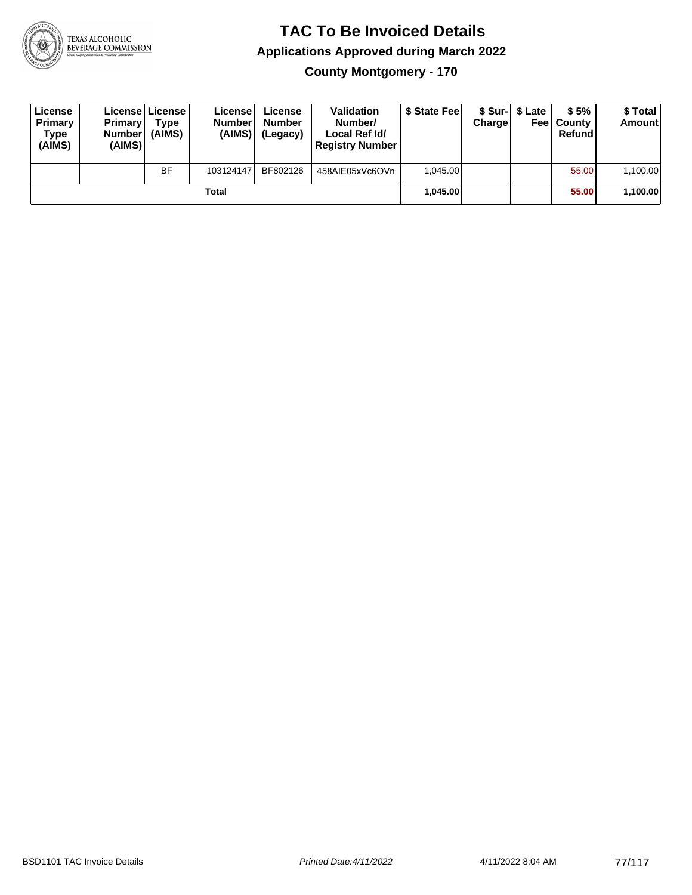# TAC To Be Invoiced Details

## Applications Approved during March 2022

### County Montgomery - 170

| License Primary Type (AIMS) | License Primary Number (AIMS) | License Type (AIMS) | License Number (AIMS) | License Number (Legacy) | Validation Number/ Local Ref Id/ Registry Number | $ State Fee | $ Sur-Charge | $ Late Fee | $ 5% County Refund | $ Total Amount |
|---|---|---|---|---|---|---|---|---|---|---|
| | | BF | 103124147 | BF802126 | 458AIE05xVc6OVn | 1,045.00 | | | 55.00 | 1,100.00 |
| | | | Total | | | **1,045.00** | | | **55.00** | **1,100.00** |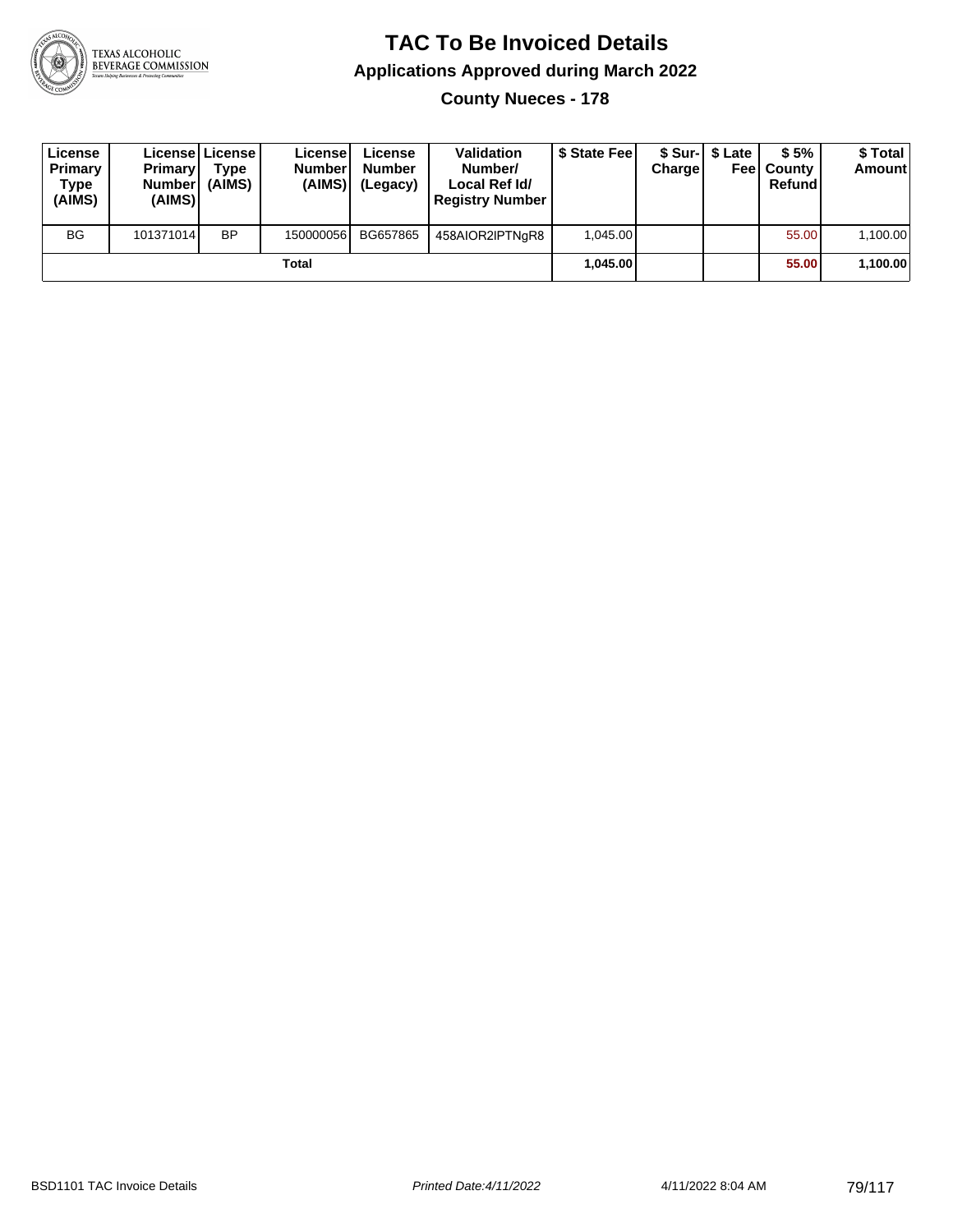# TAC To Be Invoiced Details

## Applications Approved during March 2022

### County Nueces - 178

| License Primary Type (AIMS) | License Primary Number (AIMS) | License Type (AIMS) | License Number (AIMS) | License Number (Legacy) | Validation Number/ Local Ref Id/ Registry Number | $ State Fee | $ Sur-Charge | $ Late Fee | $ 5% County Refund | $ Total Amount |
|---|---|---|---|---|---|---|---|---|---|---|
| BG | 101371014 | BP | 150000056 | BG657865 | 458AIOR2IPTNgR8 | 1,045.00 | | | 55.00 | 1,100.00 |
| | | | Total | | | 1,045.00 | | | 55.00 | 1,100.00 |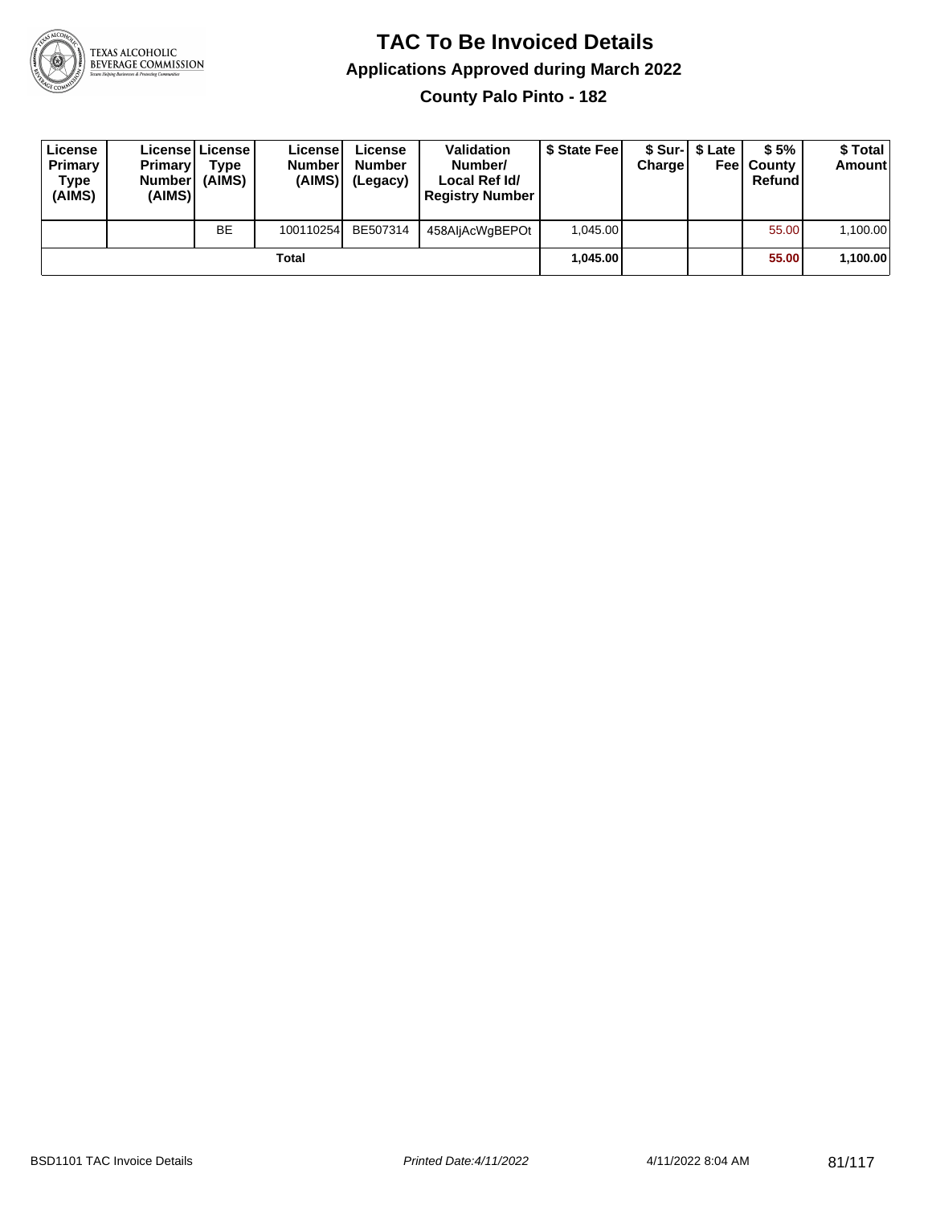# TAC To Be Invoiced Details

## Applications Approved during March 2022

### County Palo Pinto - 182

| License Primary Type (AIMS) | License Primary Number (AIMS) | License Type (AIMS) | License Number (AIMS) | License Number (Legacy) | Validation Number/ Local Ref Id/ Registry Number | $ State Fee | $ Sur-Charge | $ Late Fee | $ 5% County Refund | $ Total Amount |
|---|---|---|---|---|---|---|---|---|---|---|
| | | BE | 100110254 | BE507314 | 458AljAcWgBEPOt | 1,045.00 | | | 55.00 | 1,100.00 |
| | | | **Total** | | | **1,045.00** | | | **55.00** | **1,100.00** |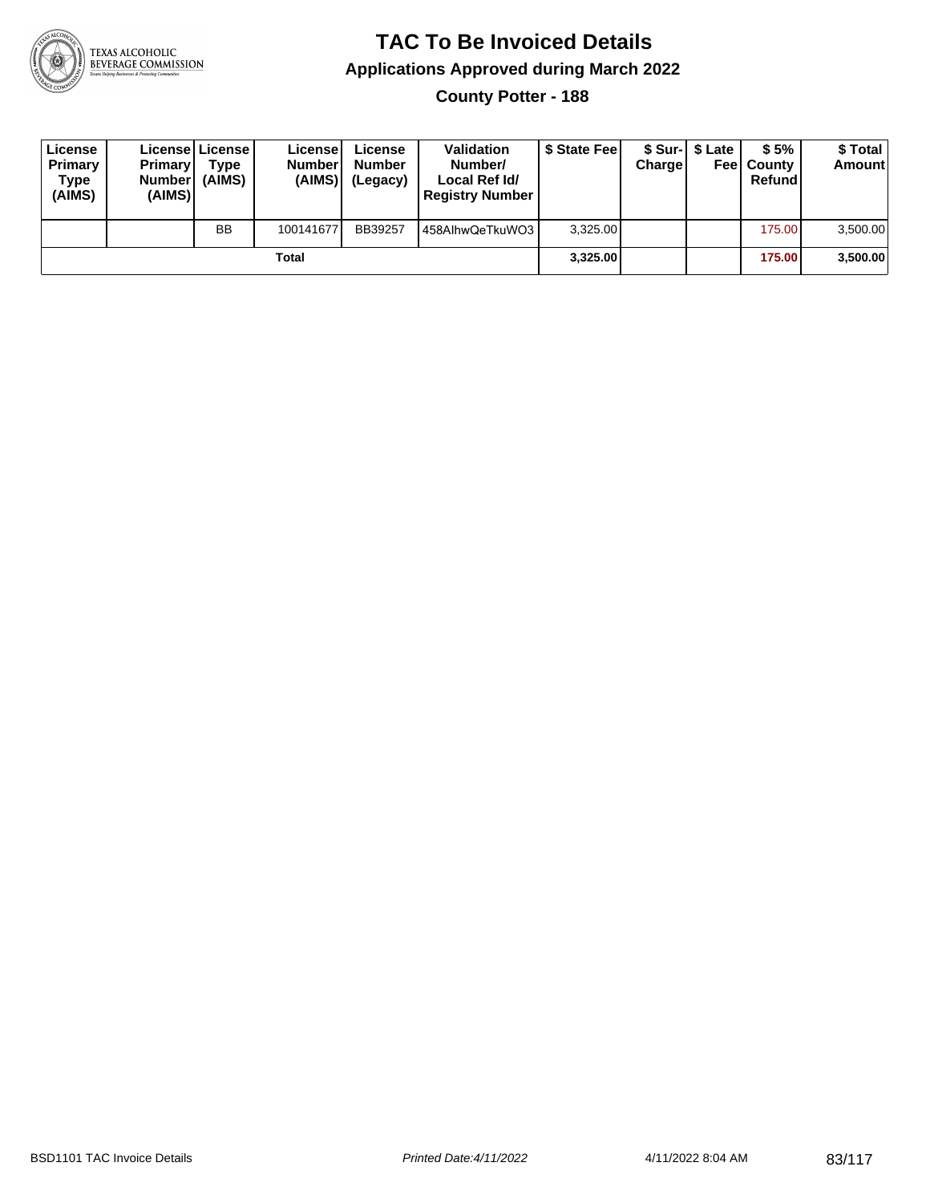# TAC To Be Invoiced Details

## Applications Approved during March 2022

### County Potter - 188

| License Primary Type (AIMS) | License Primary Number (AIMS) | License Type (AIMS) | License Number (AIMS) | License Number (Legacy) | Validation Number/ Local Ref Id/ Registry Number | $ State Fee | $ Sur-Charge | $ Late Fee | $ 5% County Refund | $ Total Amount |
|---|---|---|---|---|---|---|---|---|---|---|
| | | BB | 100141677 | BB39257 | 458AlhwQeTkuWO3 | 3,325.00 | | | 175.00 | 3,500.00 |
| | | | Total | | | **3,325.00** | | | **175.00** | **3,500.00** |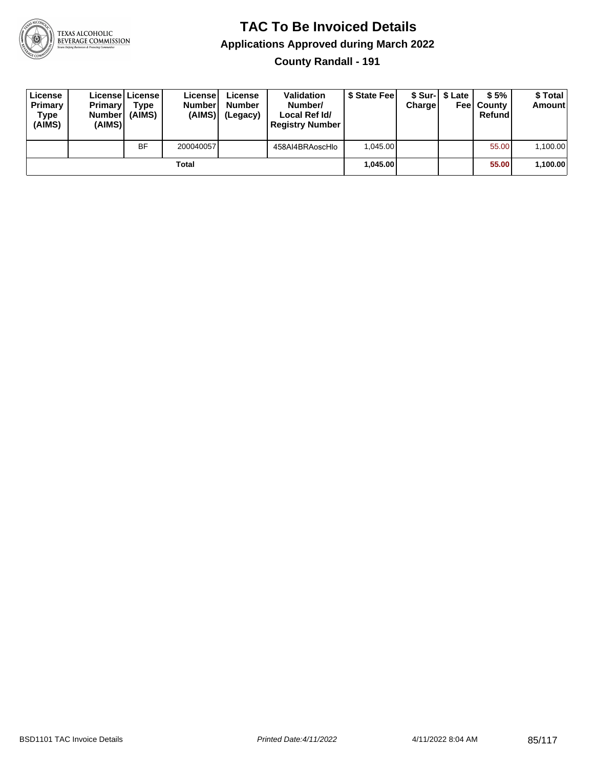# TAC To Be Invoiced Details

## Applications Approved during March 2022

### County Randall - 191

| License Primary Type (AIMS) | License Primary Number (AIMS) | License Type (AIMS) | License Number (AIMS) | License Number (Legacy) | Validation Number/ Local Ref Id/ Registry Number | $ State Fee | $ Sur-Charge | $ Late Fee | $ 5% County Refund | $ Total Amount |
|---|---|---|---|---|---|---|---|---|---|---|
| | | BF | 200040057 | | 458AI4BRAoscHlo | 1,045.00 | | | 55.00 | 1,100.00 |
| | | | **Total** | | | **1,045.00** | | | **55.00** | **1,100.00** |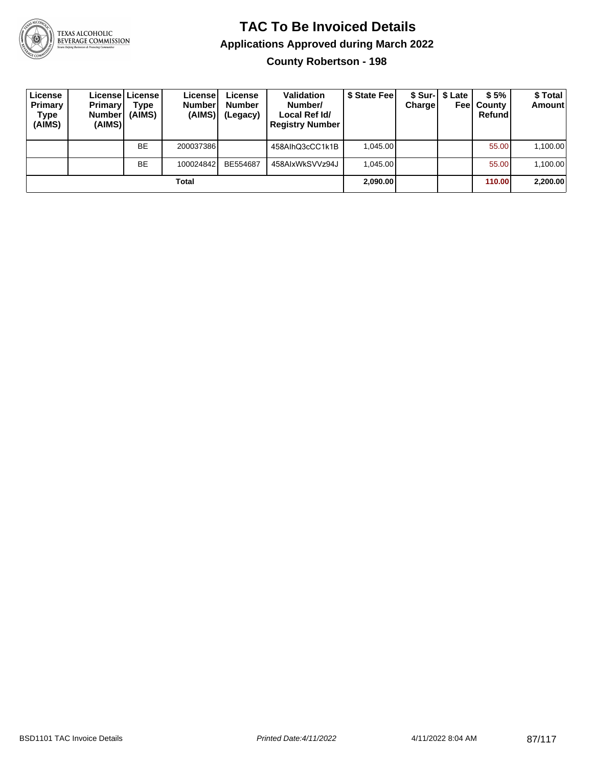# TAC To Be Invoiced Details

## Applications Approved during March 2022

### County Robertson - 198

| License Primary Type (AIMS) | License Primary Number (AIMS) | License Type (AIMS) | License Number (AIMS) | License Number (Legacy) | Validation Number/ Local Ref Id/ Registry Number | $ State Fee | $ Sur-Charge | $ Late Fee | $ 5% County Refund | $ Total Amount |
|---|---|---|---|---|---|---|---|---|---|---|
| | | BE | 200037386 | | 458AlhQ3cCC1k1B | 1,045.00 | | | 55.00 | 1,100.00 |
| | | BE | 100024842 | BE554687 | 458AlxWkSVVz94J | 1,045.00 | | | 55.00 | 1,100.00 |
| **Total** | | | | | | **2,090.00** | | | **110.00** | **2,200.00** |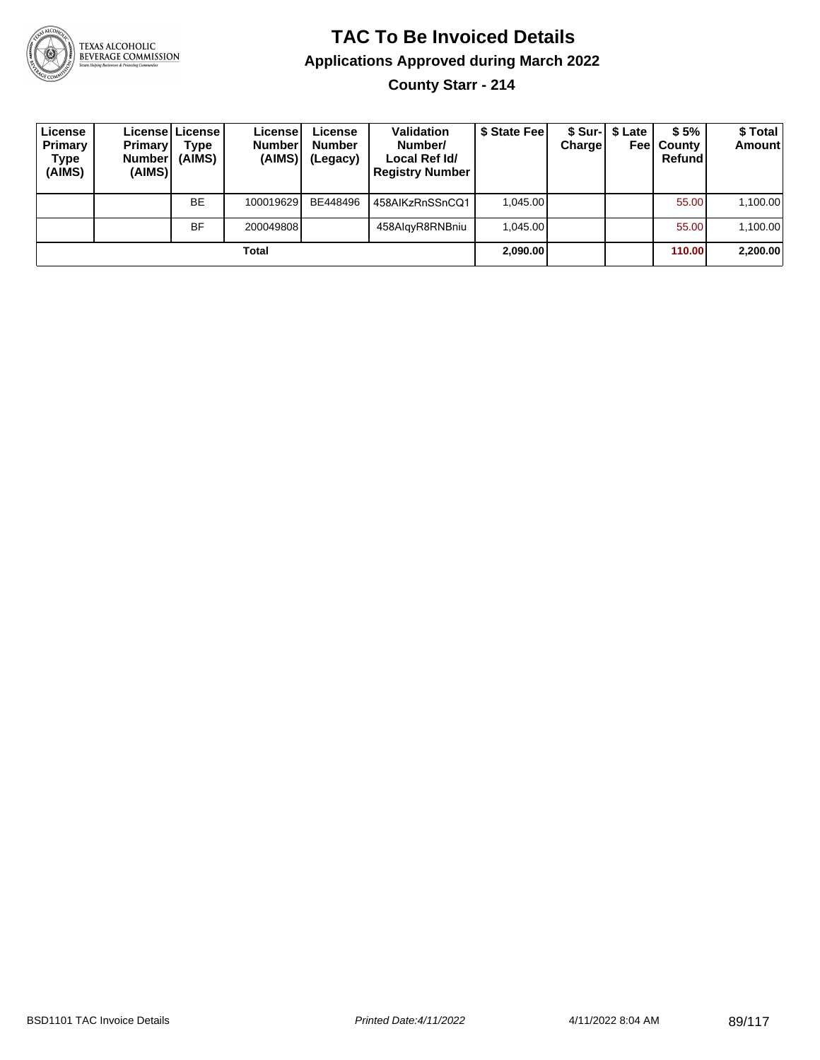# TAC To Be Invoiced Details

## Applications Approved during March 2022

### County Starr - 214

| License Primary Type (AIMS) | License Primary Number (AIMS) | License Type (AIMS) | License Number (AIMS) | License Number (Legacy) | Validation Number/ Local Ref Id/ Registry Number | $ State Fee | $ Sur-Charge | $ Late Fee | $ 5% County Refund | $ Total Amount |
|---|---|---|---|---|---|---|---|---|---|---|
| | | BE | 100019629 | BE448496 | 458AIKzRnSSnCQ1 | 1,045.00 | | | 55.00 | 1,100.00 |
| | | BF | 200049808 | | 458AlqyR8RNBniu | 1,045.00 | | | 55.00 | 1,100.00 |
| **Total** | | | | | | **2,090.00** | | | **110.00** | **2,200.00** |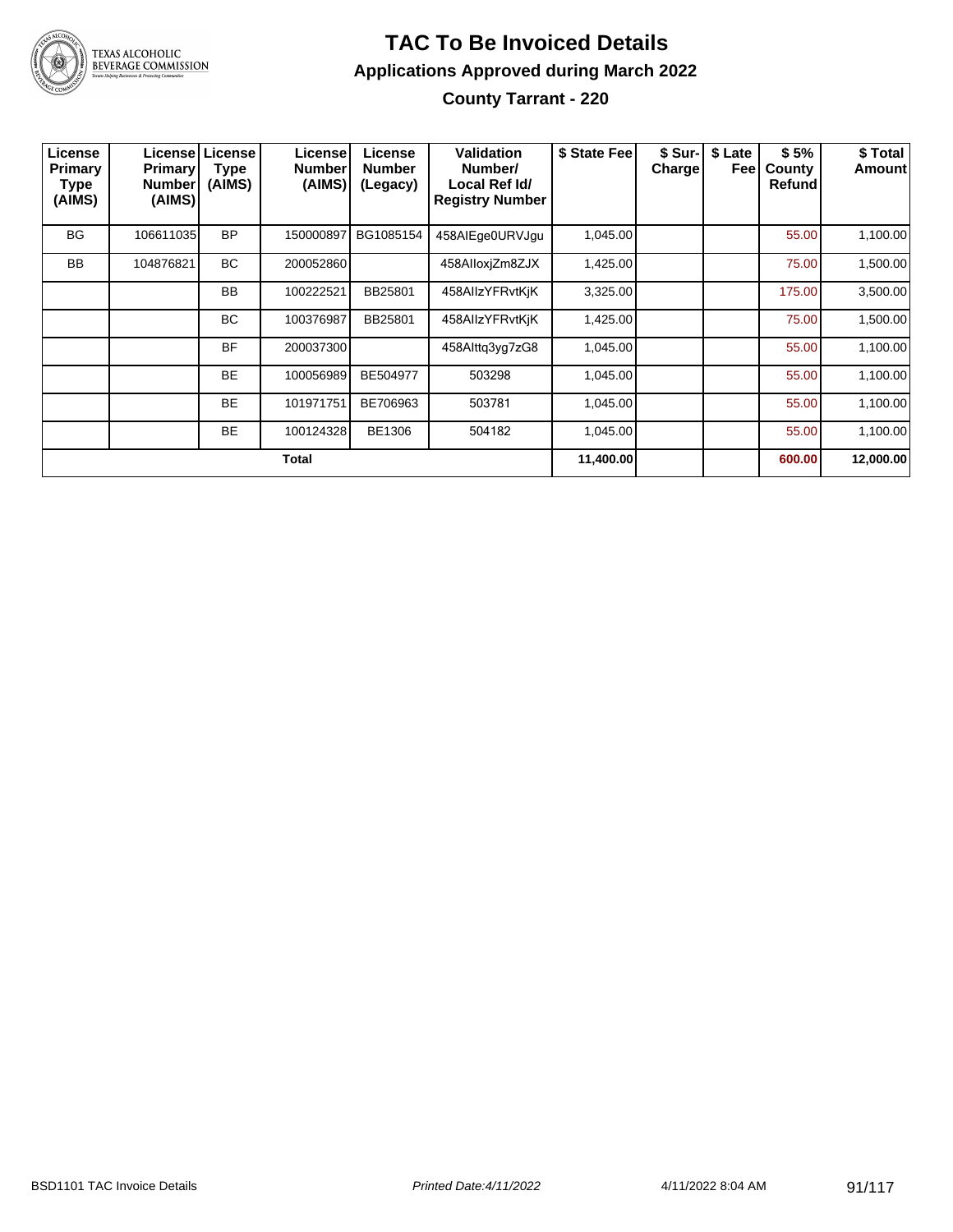# TAC To Be Invoiced Details

## Applications Approved during March 2022

### County Tarrant - 220

| License Primary Type (AIMS) | License Primary Number (AIMS) | License Type (AIMS) | License Number (AIMS) | License Number (Legacy) | Validation Number/ Local Ref Id/ Registry Number | $ State Fee | $ Sur-Charge | $ Late Fee | $ 5% County Refund | $ Total Amount |
|---|---|---|---|---|---|---|---|---|---|---|
| BG | 106611035 | BP | 150000897 | BG1085154 | 458AIEge0URVJgu | 1,045.00 | | | 55.00 | 1,100.00 |
| BB | 104876821 | BC | 200052860 | | 458AIloxjZm8ZJX | 1,425.00 | | | 75.00 | 1,500.00 |
| | | BB | 100222521 | BB25801 | 458AIlzYFRvtKjK | 3,325.00 | | | 175.00 | 3,500.00 |
| | | BC | 100376987 | BB25801 | 458AIlzYFRvtKjK | 1,425.00 | | | 75.00 | 1,500.00 |
| | | BF | 200037300 | | 458AIttq3yg7zG8 | 1,045.00 | | | 55.00 | 1,100.00 |
| | | BE | 100056989 | BE504977 | 503298 | 1,045.00 | | | 55.00 | 1,100.00 |
| | | BE | 101971751 | BE706963 | 503781 | 1,045.00 | | | 55.00 | 1,100.00 |
| | | BE | 100124328 | BE1306 | 504182 | 1,045.00 | | | 55.00 | 1,100.00 |
| **Total** | | | | | | **11,400.00** | | | **600.00** | **12,000.00** |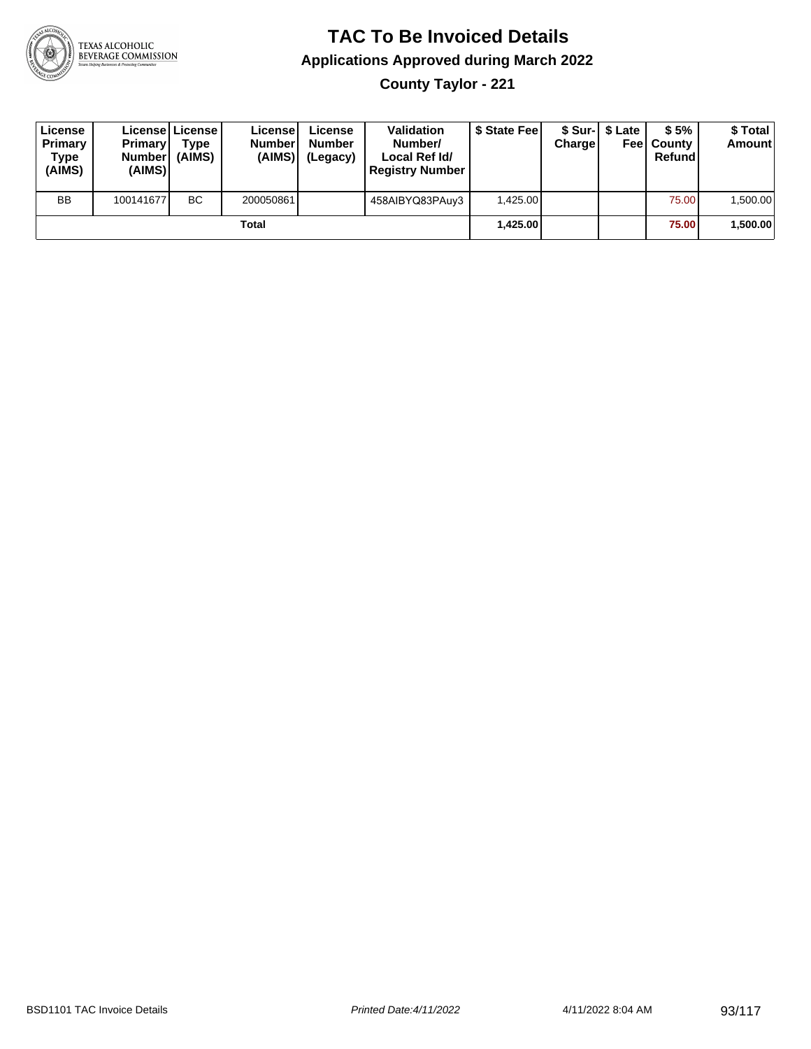# TAC To Be Invoiced Details

## Applications Approved during March 2022

### County Taylor - 221

| License Primary Type (AIMS) | License Primary Number (AIMS) | License Type (AIMS) | License Number (AIMS) | License Number (Legacy) | Validation Number/ Local Ref Id/ Registry Number | $ State Fee | $ Sur-Charge | $ Late Fee | $ 5% County Refund | $ Total Amount |
|---|---|---|---|---|---|---|---|---|---|---|
| BB | 100141677 | BC | 200050861 | | 458AIBYQ83PAuy3 | 1,425.00 | | | 75.00 | 1,500.00 |
| | | | Total | | | **1,425.00** | | | **75.00** | **1,500.00** |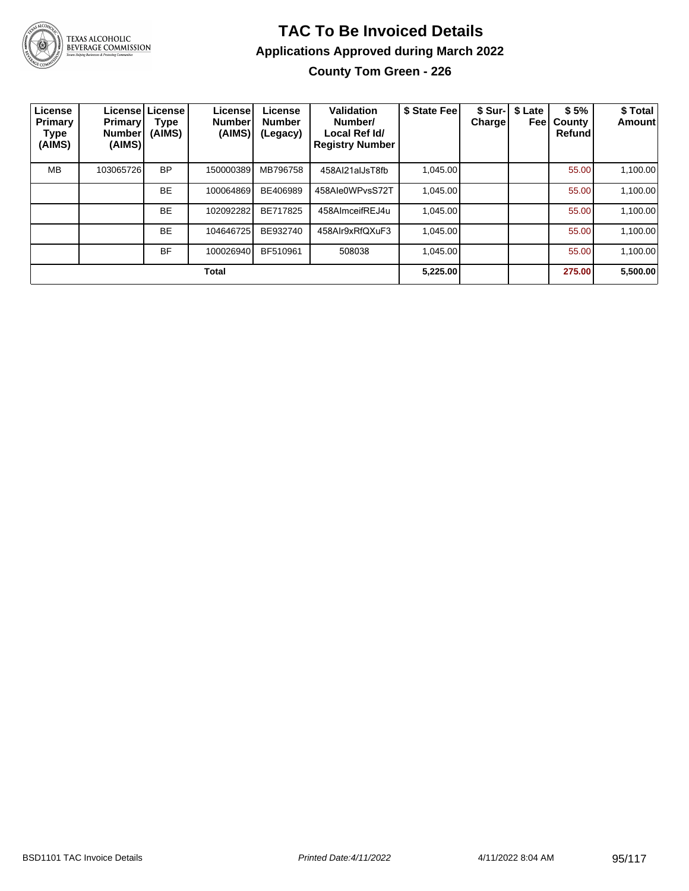# TAC To Be Invoiced Details

## Applications Approved during March 2022

### County Tom Green - 226

| License Primary Type (AIMS) | License Primary Number (AIMS) | License Type (AIMS) | License Number (AIMS) | License Number (Legacy) | Validation Number/ Local Ref Id/ Registry Number | $ State Fee | $ Sur-Charge | $ Late Fee | $ 5% County Refund | $ Total Amount |
|---|---|---|---|---|---|---|---|---|---|---|
| MB | 103065726 | BP | 150000389 | MB796758 | 458AI21alJsT8fb | 1,045.00 | | | 55.00 | 1,100.00 |
| | | BE | 100064869 | BE406989 | 458Ale0WPvsS72T | 1,045.00 | | | 55.00 | 1,100.00 |
| | | BE | 102092282 | BE717825 | 458AlmceifREJ4u | 1,045.00 | | | 55.00 | 1,100.00 |
| | | BE | 104646725 | BE932740 | 458Alr9xRfQXuF3 | 1,045.00 | | | 55.00 | 1,100.00 |
| | | BF | 100026940 | BF510961 | 508038 | 1,045.00 | | | 55.00 | 1,100.00 |
| **Total** | | | | | | **5,225.00** | | | **275.00** | **5,500.00** |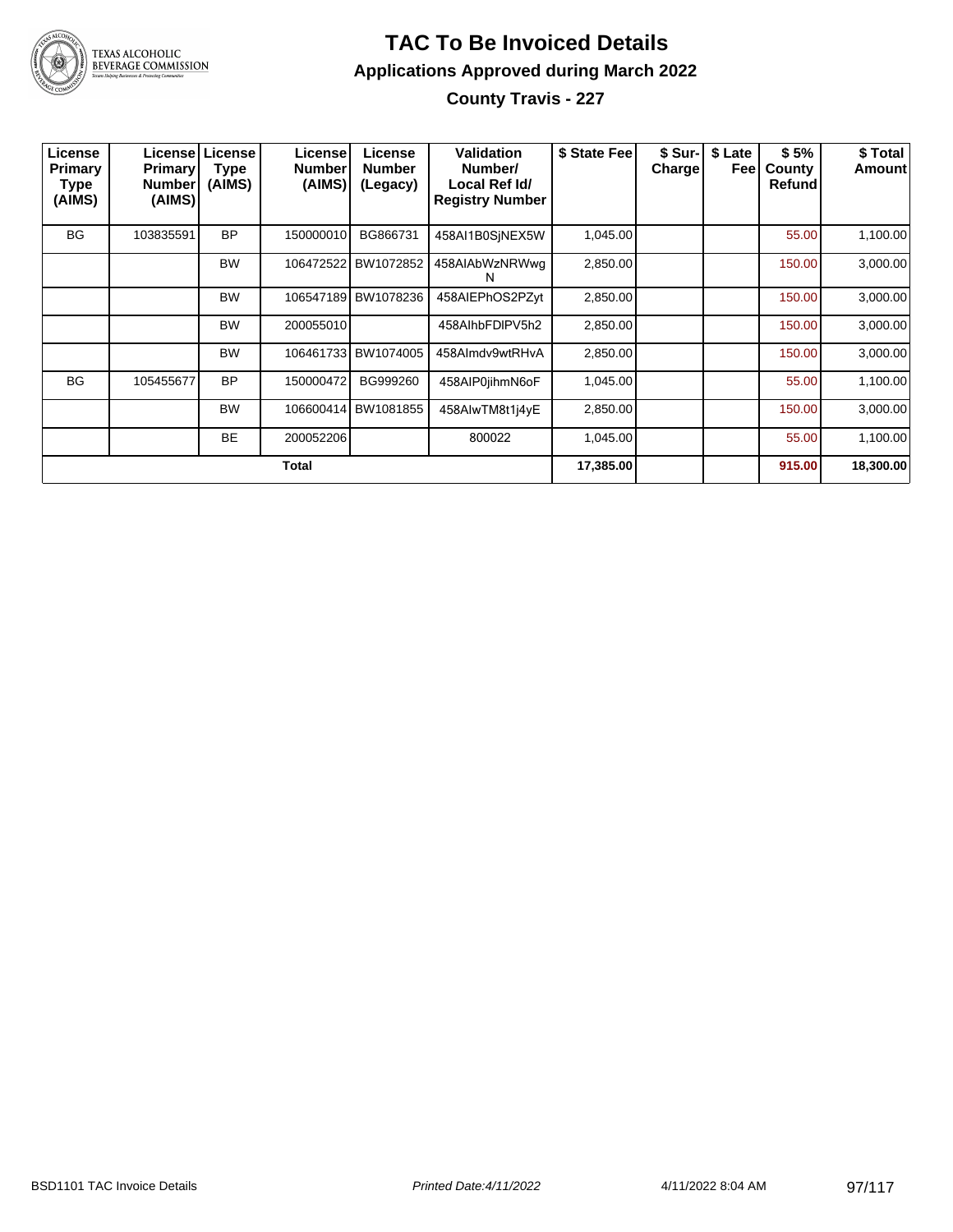# TAC To Be Invoiced Details

## Applications Approved during March 2022

### County Travis - 227

| License Primary Type (AIMS) | License Primary Number (AIMS) | License Type (AIMS) | License Number (AIMS) | License Number (Legacy) | Validation Number/ Local Ref Id/ Registry Number | $ State Fee | $ Sur-Charge | $ Late Fee | $ 5% County Refund | $ Total Amount |
|---|---|---|---|---|---|---|---|---|---|---|
| BG | 103835591 | BP | 150000010 | BG866731 | 458AI1B0SjNEX5W | 1,045.00 | | | 55.00 | 1,100.00 |
| | | BW | 106472522 | BW1072852 | 458AIAbWzNRWwgN | 2,850.00 | | | 150.00 | 3,000.00 |
| | | BW | 106547189 | BW1078236 | 458AIEPhOS2PZyt | 2,850.00 | | | 150.00 | 3,000.00 |
| | | BW | 200055010 | | 458AIhbFDlPV5h2 | 2,850.00 | | | 150.00 | 3,000.00 |
| | | BW | 106461733 | BW1074005 | 458AImdv9wtRHvA | 2,850.00 | | | 150.00 | 3,000.00 |
| BG | 105455677 | BP | 150000472 | BG999260 | 458AIP0jihmN6oF | 1,045.00 | | | 55.00 | 1,100.00 |
| | | BW | 106600414 | BW1081855 | 458AIwTM8t1j4yE | 2,850.00 | | | 150.00 | 3,000.00 |
| | | BE | 200052206 | | 800022 | 1,045.00 | | | 55.00 | 1,100.00 |
| **Total** | | | | | | **17,385.00** | | | **915.00** | **18,300.00** |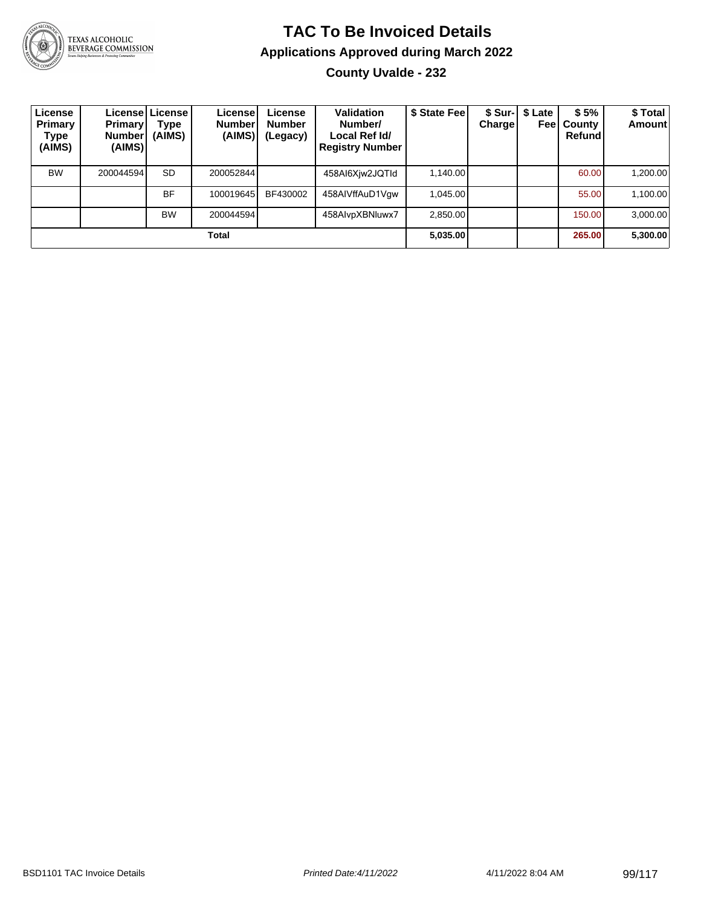# TAC To Be Invoiced Details

## Applications Approved during March 2022

### County Uvalde - 232

| License Primary Type (AIMS) | License Primary Number (AIMS) | License Type (AIMS) | License Number (AIMS) | License Number (Legacy) | Validation Number/ Local Ref Id/ Registry Number | $ State Fee | $ Sur-Charge | $ Late Fee | $ 5% County Refund | $ Total Amount |
|---|---|---|---|---|---|---|---|---|---|---|
| BW | 200044594 | SD | 200052844 | | 458AI6Xjw2JQTId | 1,140.00 | | | 60.00 | 1,200.00 |
| | | BF | 100019645 | BF430002 | 458AIVffAuD1Vgw | 1,045.00 | | | 55.00 | 1,100.00 |
| | | BW | 200044594 | | 458AIvpXBNluwx7 | 2,850.00 | | | 150.00 | 3,000.00 |
| **Total** | | | | | | **5,035.00** | | | **265.00** | **5,300.00** |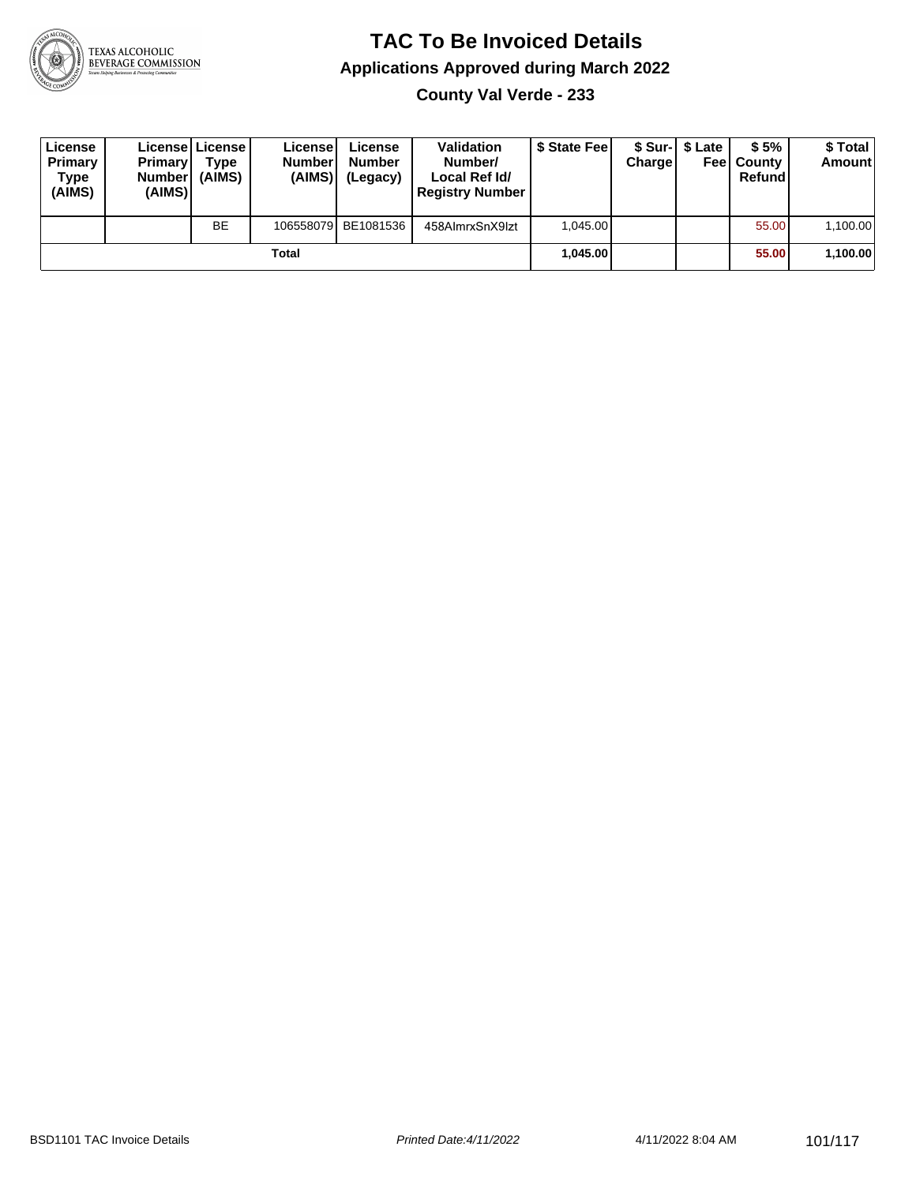# TAC To Be Invoiced Details

## Applications Approved during March 2022

### County Val Verde - 233

| License Primary Type (AIMS) | License Primary Number (AIMS) | License Type (AIMS) | License Number (AIMS) | License Number (Legacy) | Validation Number/ Local Ref Id/ Registry Number | $ State Fee | $ Sur-Charge | $ Late Fee | $ 5% County Refund | $ Total Amount |
|---|---|---|---|---|---|---|---|---|---|---|
| | | BE | 106558079 | BE1081536 | 458AImrxSnX9lzt | 1,045.00 | | | 55.00 | 1,100.00 |
| | | | Total | | | **1,045.00** | | | **55.00** | **1,100.00** |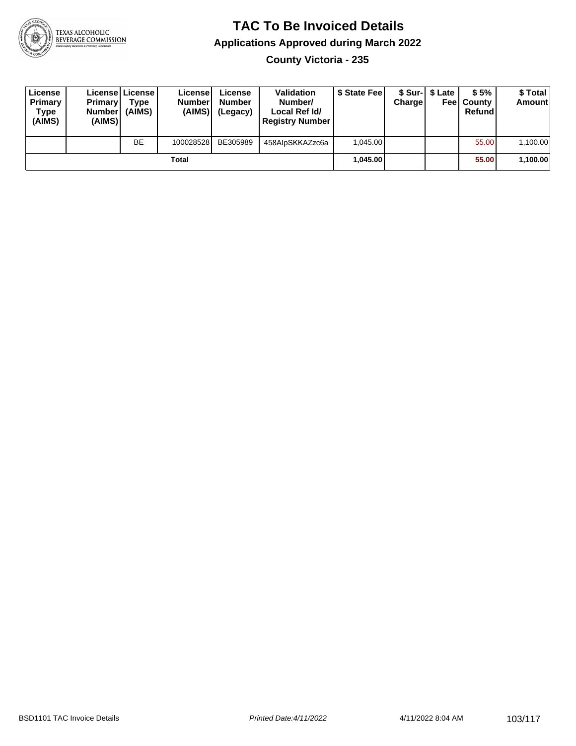# TAC To Be Invoiced Details

## Applications Approved during March 2022

### County Victoria - 235

| License Primary Type (AIMS) | License Primary Number (AIMS) | License Type (AIMS) | License Number (AIMS) | License Number (Legacy) | Validation Number/ Local Ref Id/ Registry Number | $ State Fee | $ Sur-Charge | $ Late Fee | $ 5% County Refund | $ Total Amount |
|---|---|---|---|---|---|---|---|---|---|---|
| | | BE | 100028528 | BE305989 | 458AIpSKKAZzc6a | 1,045.00 | | | 55.00 | 1,100.00 |
| | | | **Total** | | | **1,045.00** | | | **55.00** | **1,100.00** |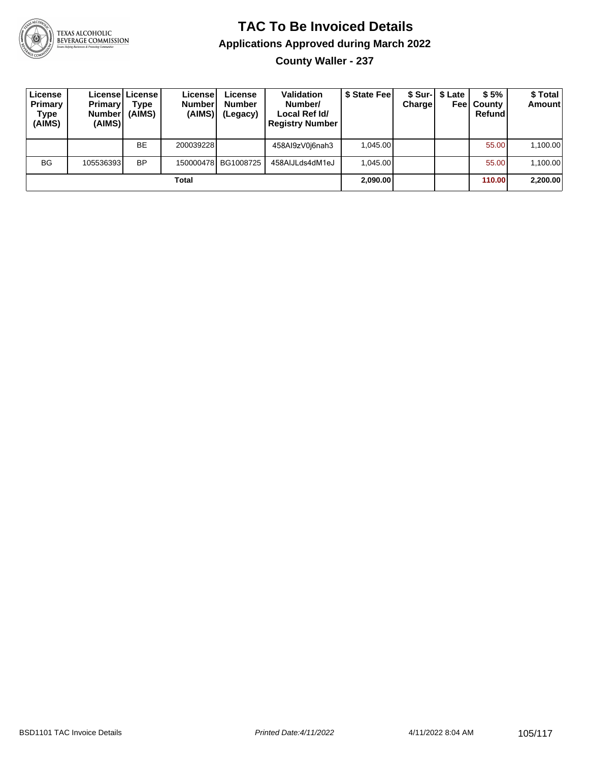# TAC To Be Invoiced Details

## Applications Approved during March 2022

### County Waller - 237

| License Primary Type (AIMS) | License Primary Number (AIMS) | License Type (AIMS) | License Number (AIMS) | License Number (Legacy) | Validation Number/ Local Ref Id/ Registry Number | $ State Fee | $ Sur-Charge | $ Late Fee | $ 5% County Refund | $ Total Amount |
|---|---|---|---|---|---|---|---|---|---|---|
| | | BE | 200039228 | | 458AI9zV0j6nah3 | 1,045.00 | | | 55.00 | 1,100.00 |
| BG | 105536393 | BP | 150000478 | BG1008725 | 458AIJLds4dM1eJ | 1,045.00 | | | 55.00 | 1,100.00 |
| **Total** | | | | | | **2,090.00** | | | **110.00** | **2,200.00** |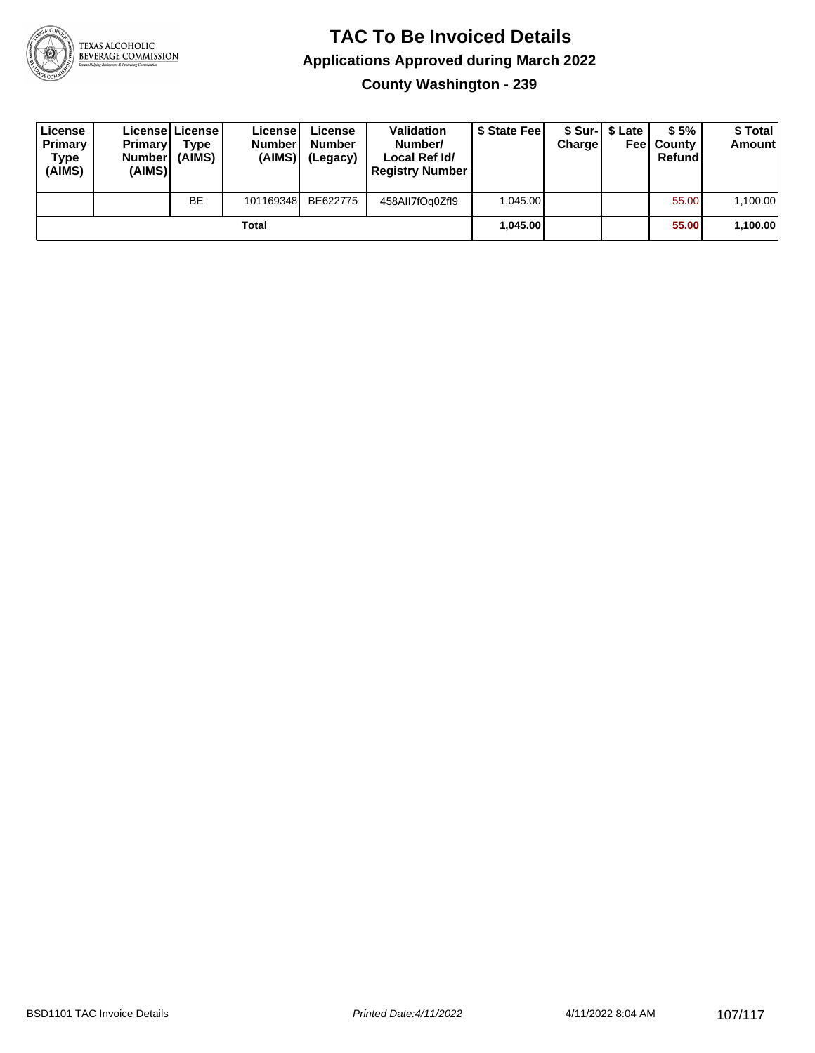# TAC To Be Invoiced Details

## Applications Approved during March 2022

### County Washington - 239

| License Primary Type (AIMS) | License Primary Number (AIMS) | License Type (AIMS) | License Number (AIMS) | License Number (Legacy) | Validation Number/ Local Ref Id/ Registry Number | $ State Fee | $ Sur-Charge | $ Late Fee | $ 5% County Refund | $ Total Amount |
|---|---|---|---|---|---|---|---|---|---|---|
| | | BE | 101169348 | BE622775 | 458AII7fOq0ZfI9 | 1,045.00 | | | 55.00 | 1,100.00 |
| | | | Total | | | **1,045.00** | | | **55.00** | **1,100.00** |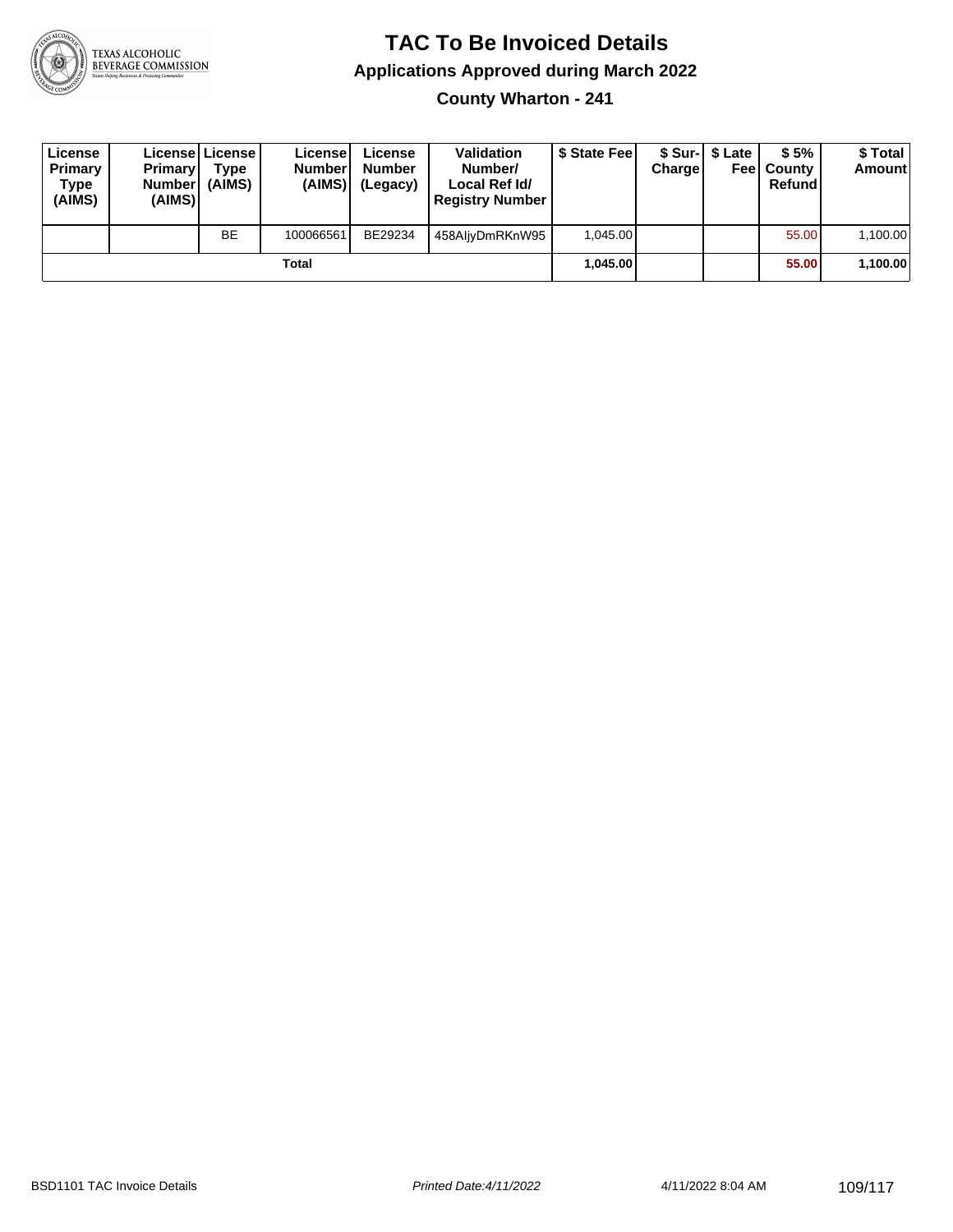# TAC To Be Invoiced Details

## Applications Approved during March 2022

### County Wharton - 241

| License Primary Type (AIMS) | License Primary Number (AIMS) | License Type (AIMS) | License Number (AIMS) | License Number (Legacy) | Validation Number/ Local Ref Id/ Registry Number | $ State Fee | $ Sur-Charge | $ Late Fee | $ 5% County Refund | $ Total Amount |
|---|---|---|---|---|---|---|---|---|---|---|
| | | BE | 100066561 | BE29234 | 458AljyDmRKnW95 | 1,045.00 | | | 55.00 | 1,100.00 |
| | | | **Total** | | | **1,045.00** | | | **55.00** | **1,100.00** |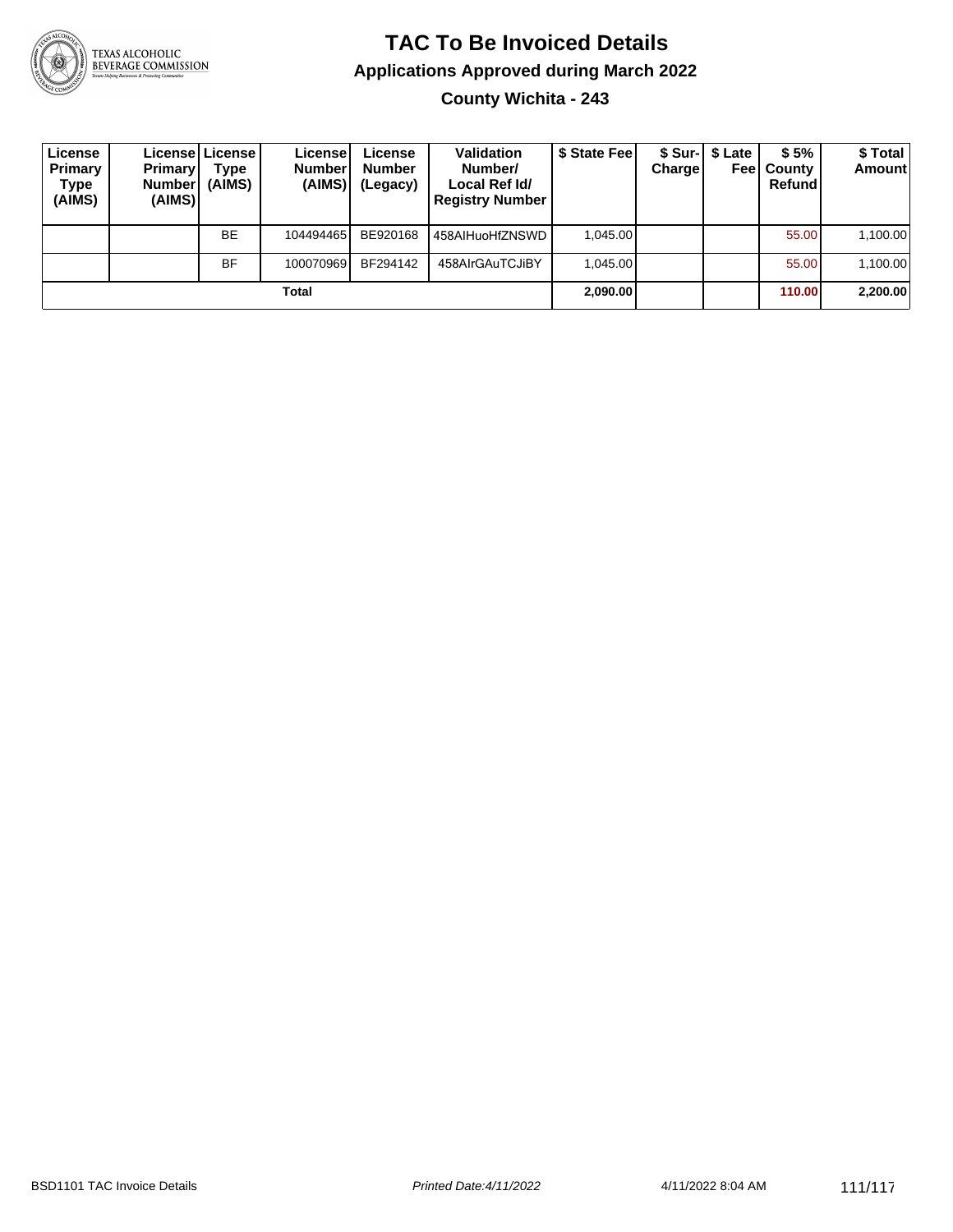# TAC To Be Invoiced Details

## Applications Approved during March 2022

### County Wichita - 243

| License Primary Type (AIMS) | License Primary Number (AIMS) | License Type (AIMS) | License Number (AIMS) | License Number (Legacy) | Validation Number/ Local Ref Id/ Registry Number | $ State Fee | $ Sur-Charge | $ Late Fee | $ 5% County Refund | $ Total Amount |
|---|---|---|---|---|---|---|---|---|---|---|
| | | BE | 104494465 | BE920168 | 458AIHuoHfZNSWD | 1,045.00 | | | 55.00 | 1,100.00 |
| | | BF | 100070969 | BF294142 | 458AIrGAuTCJiBY | 1,045.00 | | | 55.00 | 1,100.00 |
| | | | **Total** | | | **2,090.00** | | | **110.00** | **2,200.00** |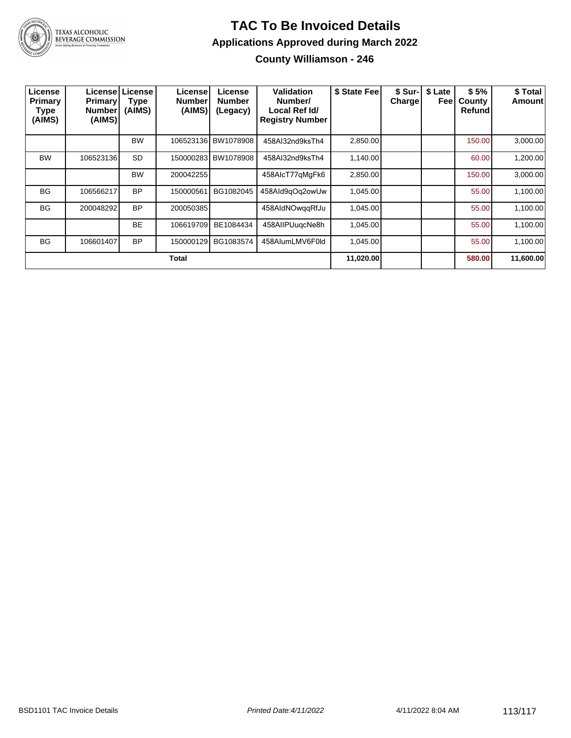# TAC To Be Invoiced Details

## Applications Approved during March 2022

### County Williamson - 246

| License Primary Type (AIMS) | License Primary Number (AIMS) | License Type (AIMS) | License Number (AIMS) | License Number (Legacy) | Validation Number/ Local Ref Id/ Registry Number | $ State Fee | $ Sur-Charge | $ Late Fee | $ 5% County Refund | $ Total Amount |
|---|---|---|---|---|---|---|---|---|---|---|
| | | BW | 106523136 | BW1078908 | 458AI32nd9ksTh4 | 2,850.00 | | | 150.00 | 3,000.00 |
| BW | 106523136 | SD | 150000283 | BW1078908 | 458AI32nd9ksTh4 | 1,140.00 | | | 60.00 | 1,200.00 |
| | | BW | 200042255 | | 458AIcT77qMgFk6 | 2,850.00 | | | 150.00 | 3,000.00 |
| BG | 106566217 | BP | 150000561 | BG1082045 | 458AId9qOq2owUw | 1,045.00 | | | 55.00 | 1,100.00 |
| BG | 200048292 | BP | 200050385 | | 458AIdNOwqqRfJu | 1,045.00 | | | 55.00 | 1,100.00 |
| | | BE | 106619709 | BE1084434 | 458AIIPUuqcNe8h | 1,045.00 | | | 55.00 | 1,100.00 |
| BG | 106601407 | BP | 150000129 | BG1083574 | 458AIumLMV6F0ld | 1,045.00 | | | 55.00 | 1,100.00 |
| | | | **Total** | | | **11,020.00** | | | **580.00** | **11,600.00** |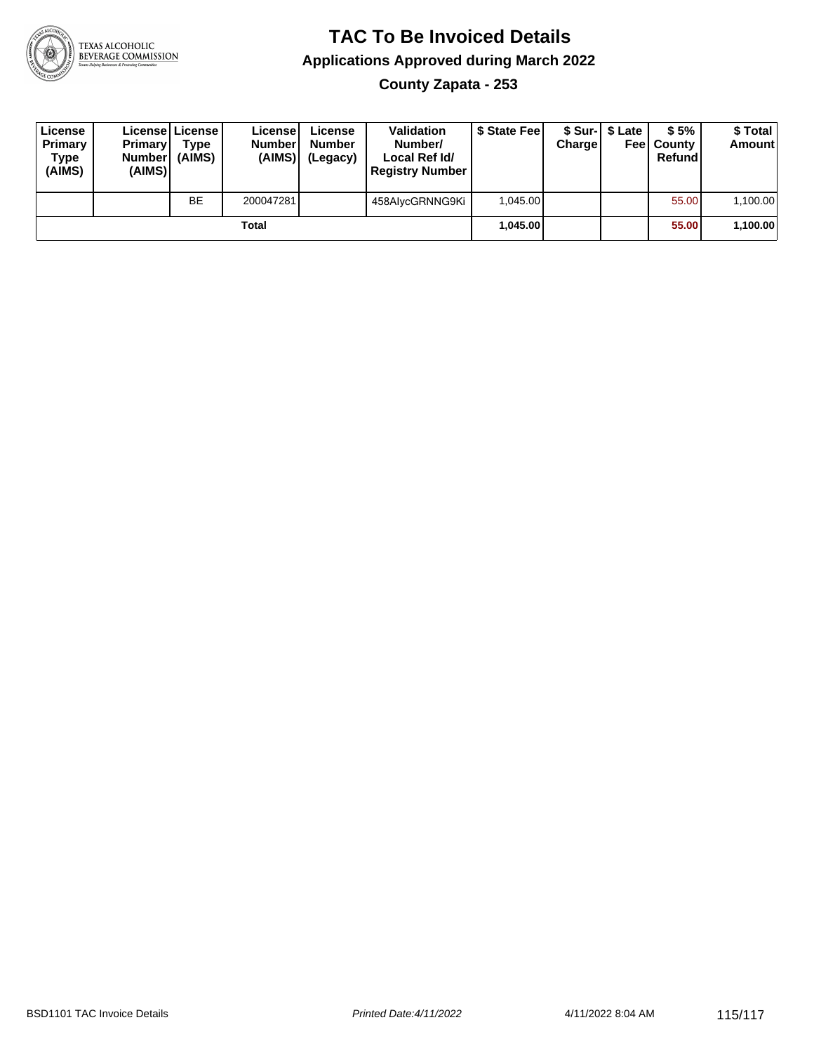# TAC To Be Invoiced Details

## Applications Approved during March 2022

### County Zapata - 253

| License Primary Type (AIMS) | License Primary Number (AIMS) | License Type (AIMS) | License Number (AIMS) | License Number (Legacy) | Validation Number/ Local Ref Id/ Registry Number | $ State Fee | $ Sur-Charge | $ Late Fee | $ 5% County Refund | $ Total Amount |
|---|---|---|---|---|---|---|---|---|---|---|
| | | BE | 200047281 | | 458AlycGRNNG9Ki | 1,045.00 | | | 55.00 | 1,100.00 |
| | | | **Total** | | | **1,045.00** | | | **55.00** | **1,100.00** |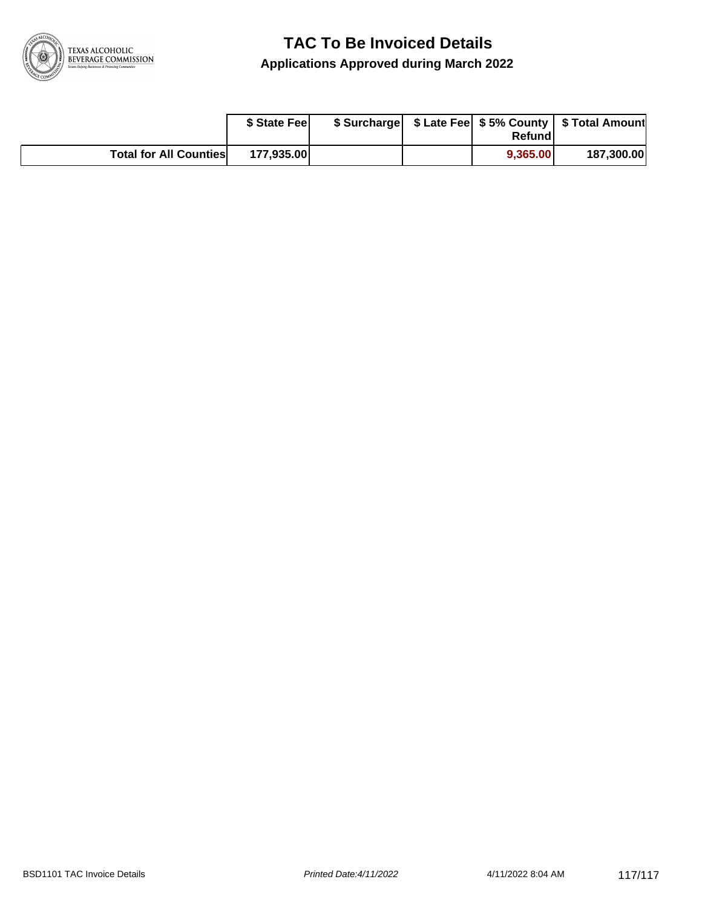# TAC To Be Invoiced Details

## Applications Approved during March 2022

| | $ State Fee | $ Surcharge | $ Late Fee | $ 5% County Refund | $ Total Amount |
|---|---|---|---|---|---|
| **Total for All Counties** | 177,935.00 | | | 9,365.00 | 187,300.00 |